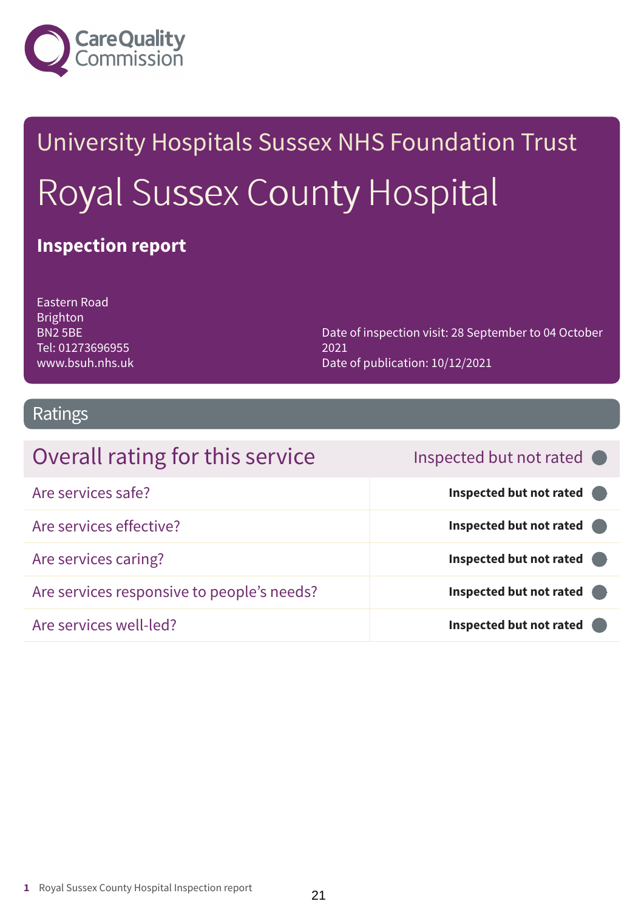Care Quality Commission

# University Hospitals Sussex NHS Foundation Trust

# Royal Sussex County Hospital

**Inspection report**

Eastern Road
Brighton
BN2 5BE
Tel: 01273696955
www.bsuh.nhs.uk

Date of inspection visit: 28 September to 04 October 2021
Date of publication: 10/12/2021

## Ratings

| Overall rating for this service | Inspected but not rated |
| --- | --- |
| Are services safe? | **Inspected but not rated** |
| Are services effective? | **Inspected but not rated** |
| Are services caring? | **Inspected but not rated** |
| Are services responsive to people's needs? | **Inspected but not rated** |
| Are services well-led? | **Inspected but not rated** |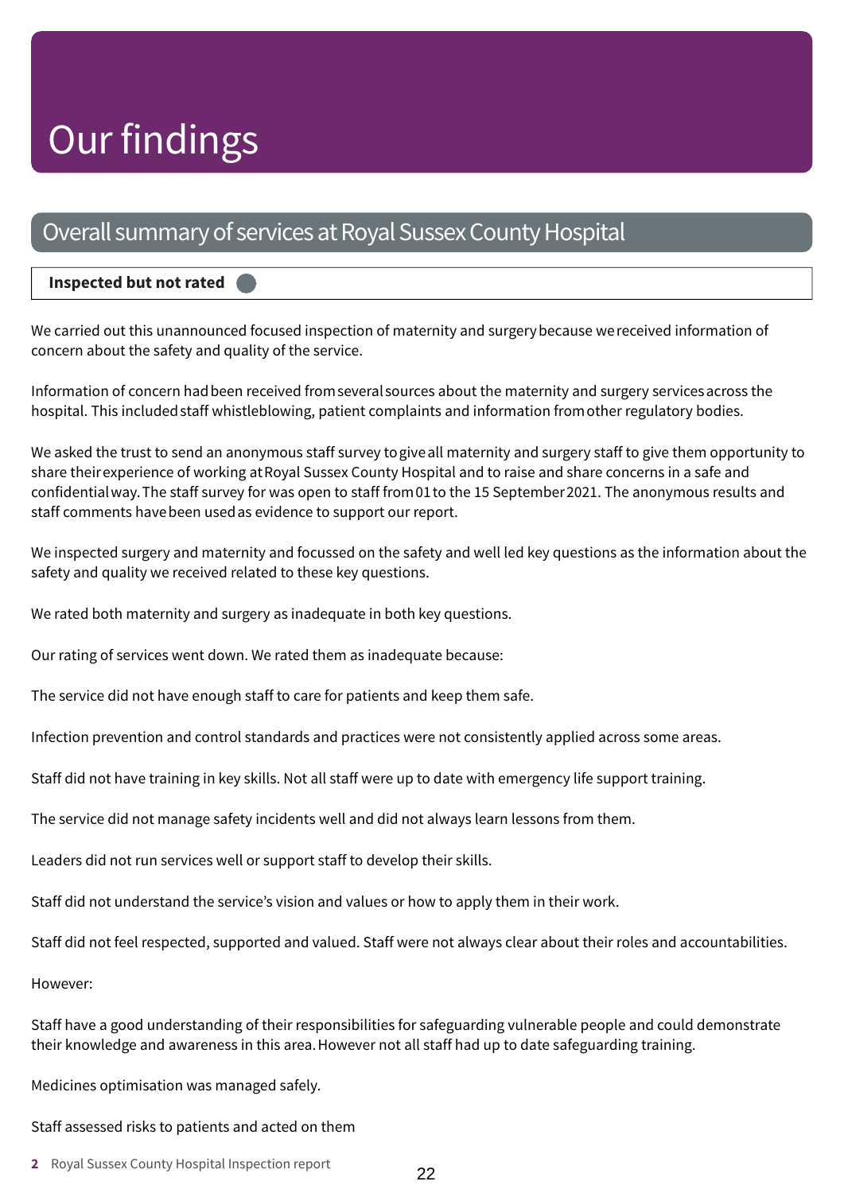# Our findings

## Overall summary of services at Royal Sussex County Hospital

**Inspected but not rated**

We carried out this unannounced focused inspection of maternity and surgery because we received information of concern about the safety and quality of the service.

Information of concern had been received from several sources about the maternity and surgery services across the hospital. This included staff whistleblowing, patient complaints and information from other regulatory bodies.

We asked the trust to send an anonymous staff survey to give all maternity and surgery staff to give them opportunity to share their experience of working at Royal Sussex County Hospital and to raise and share concerns in a safe and confidential way. The staff survey for was open to staff from 01 to the 15 September 2021. The anonymous results and staff comments have been used as evidence to support our report.

We inspected surgery and maternity and focussed on the safety and well led key questions as the information about the safety and quality we received related to these key questions.

We rated both maternity and surgery as inadequate in both key questions.

Our rating of services went down. We rated them as inadequate because:

The service did not have enough staff to care for patients and keep them safe.

Infection prevention and control standards and practices were not consistently applied across some areas.

Staff did not have training in key skills. Not all staff were up to date with emergency life support training.

The service did not manage safety incidents well and did not always learn lessons from them.

Leaders did not run services well or support staff to develop their skills.

Staff did not understand the service's vision and values or how to apply them in their work.

Staff did not feel respected, supported and valued. Staff were not always clear about their roles and accountabilities.

However:

Staff have a good understanding of their responsibilities for safeguarding vulnerable people and could demonstrate their knowledge and awareness in this area. However not all staff had up to date safeguarding training.

Medicines optimisation was managed safely.

Staff assessed risks to patients and acted on them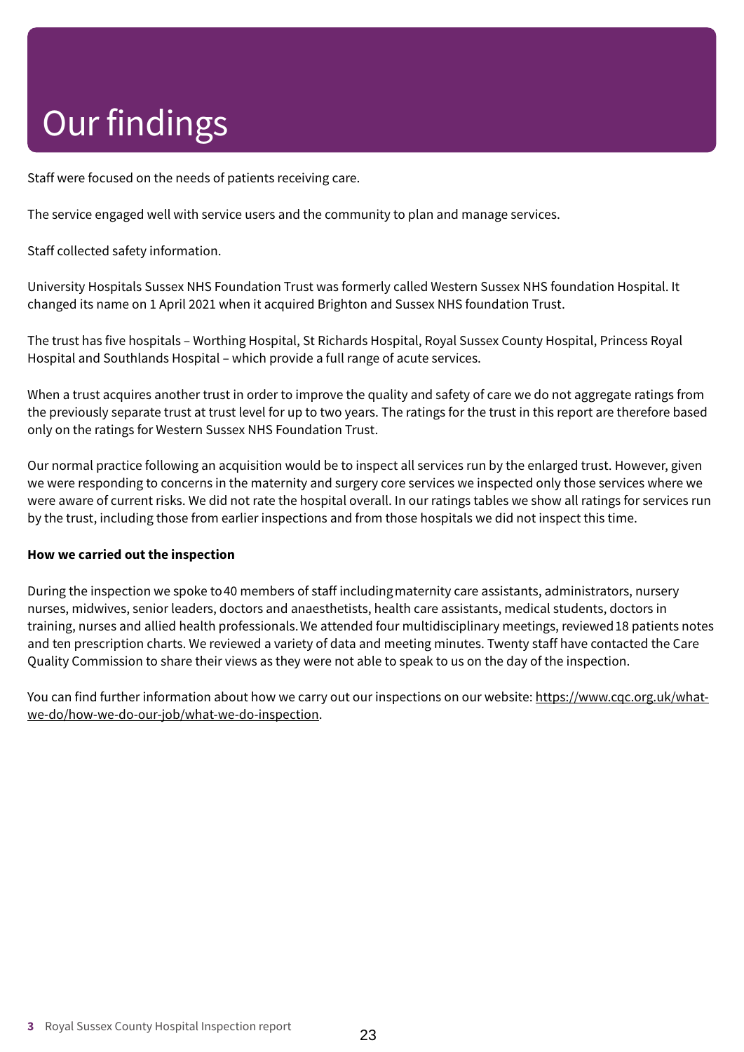# Our findings

Staff were focused on the needs of patients receiving care.

The service engaged well with service users and the community to plan and manage services.

Staff collected safety information.

University Hospitals Sussex NHS Foundation Trust was formerly called Western Sussex NHS foundation Hospital. It changed its name on 1 April 2021 when it acquired Brighton and Sussex NHS foundation Trust.

The trust has five hospitals – Worthing Hospital, St Richards Hospital, Royal Sussex County Hospital, Princess Royal Hospital and Southlands Hospital – which provide a full range of acute services.

When a trust acquires another trust in order to improve the quality and safety of care we do not aggregate ratings from the previously separate trust at trust level for up to two years. The ratings for the trust in this report are therefore based only on the ratings for Western Sussex NHS Foundation Trust.

Our normal practice following an acquisition would be to inspect all services run by the enlarged trust. However, given we were responding to concerns in the maternity and surgery core services we inspected only those services where we were aware of current risks. We did not rate the hospital overall. In our ratings tables we show all ratings for services run by the trust, including those from earlier inspections and from those hospitals we did not inspect this time.

**How we carried out the inspection**

During the inspection we spoke to 40 members of staff including maternity care assistants, administrators, nursery nurses, midwives, senior leaders, doctors and anaesthetists, health care assistants, medical students, doctors in training, nurses and allied health professionals. We attended four multidisciplinary meetings, reviewed 18 patients notes and ten prescription charts. We reviewed a variety of data and meeting minutes. Twenty staff have contacted the Care Quality Commission to share their views as they were not able to speak to us on the day of the inspection.

You can find further information about how we carry out our inspections on our website: https://www.cqc.org.uk/what-we-do/how-we-do-our-job/what-we-do-inspection.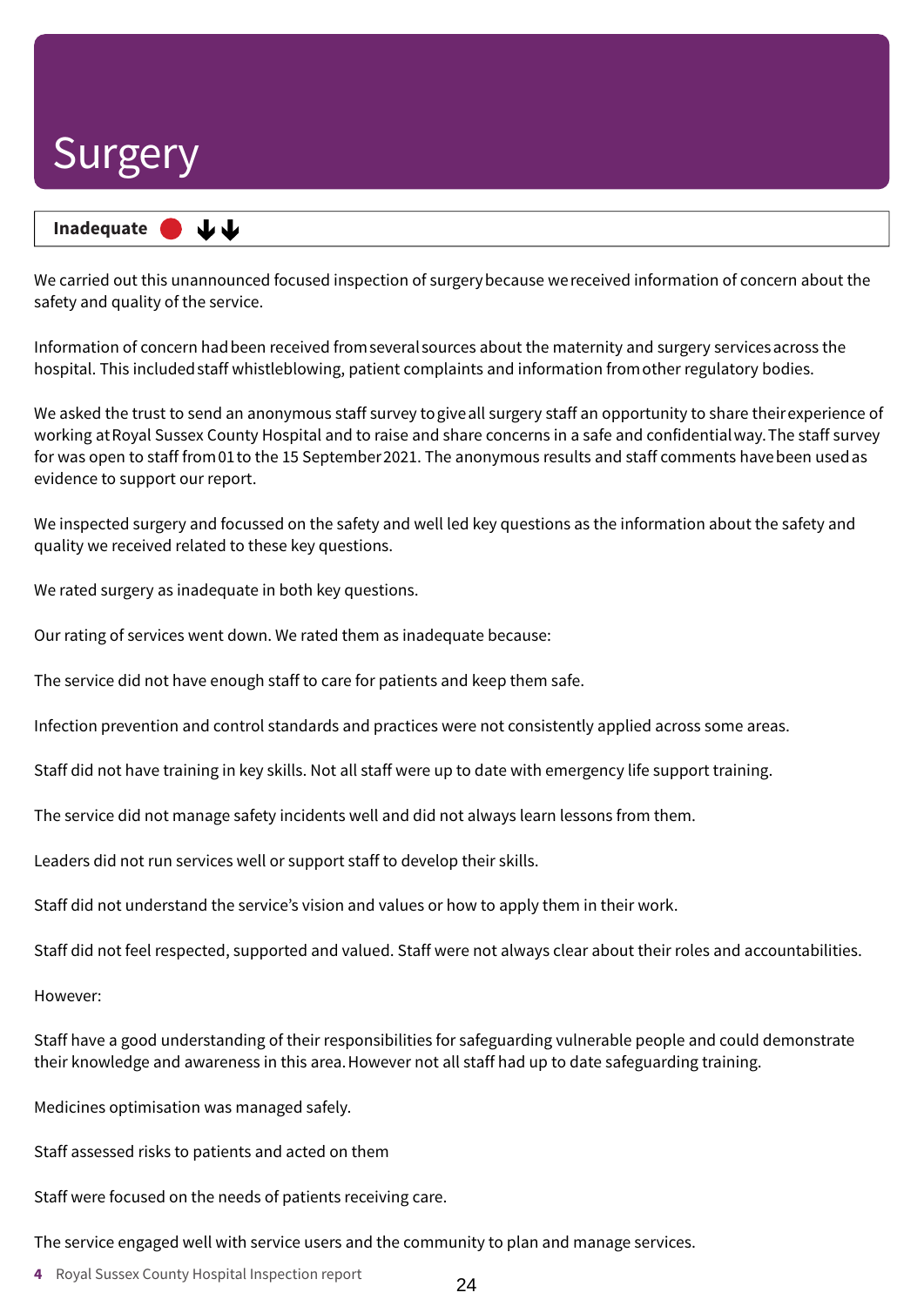# Surgery

**Inadequate** ● ↓↓

We carried out this unannounced focused inspection of surgery because we received information of concern about the safety and quality of the service.

Information of concern had been received from several sources about the maternity and surgery services across the hospital. This included staff whistleblowing, patient complaints and information from other regulatory bodies.

We asked the trust to send an anonymous staff survey to give all surgery staff an opportunity to share their experience of working at Royal Sussex County Hospital and to raise and share concerns in a safe and confidential way. The staff survey for was open to staff from 01 to the 15 September 2021. The anonymous results and staff comments have been used as evidence to support our report.

We inspected surgery and focussed on the safety and well led key questions as the information about the safety and quality we received related to these key questions.

We rated surgery as inadequate in both key questions.

Our rating of services went down. We rated them as inadequate because:

The service did not have enough staff to care for patients and keep them safe.

Infection prevention and control standards and practices were not consistently applied across some areas.

Staff did not have training in key skills. Not all staff were up to date with emergency life support training.

The service did not manage safety incidents well and did not always learn lessons from them.

Leaders did not run services well or support staff to develop their skills.

Staff did not understand the service's vision and values or how to apply them in their work.

Staff did not feel respected, supported and valued. Staff were not always clear about their roles and accountabilities.

However:

Staff have a good understanding of their responsibilities for safeguarding vulnerable people and could demonstrate their knowledge and awareness in this area. However not all staff had up to date safeguarding training.

Medicines optimisation was managed safely.

Staff assessed risks to patients and acted on them

Staff were focused on the needs of patients receiving care.

The service engaged well with service users and the community to plan and manage services.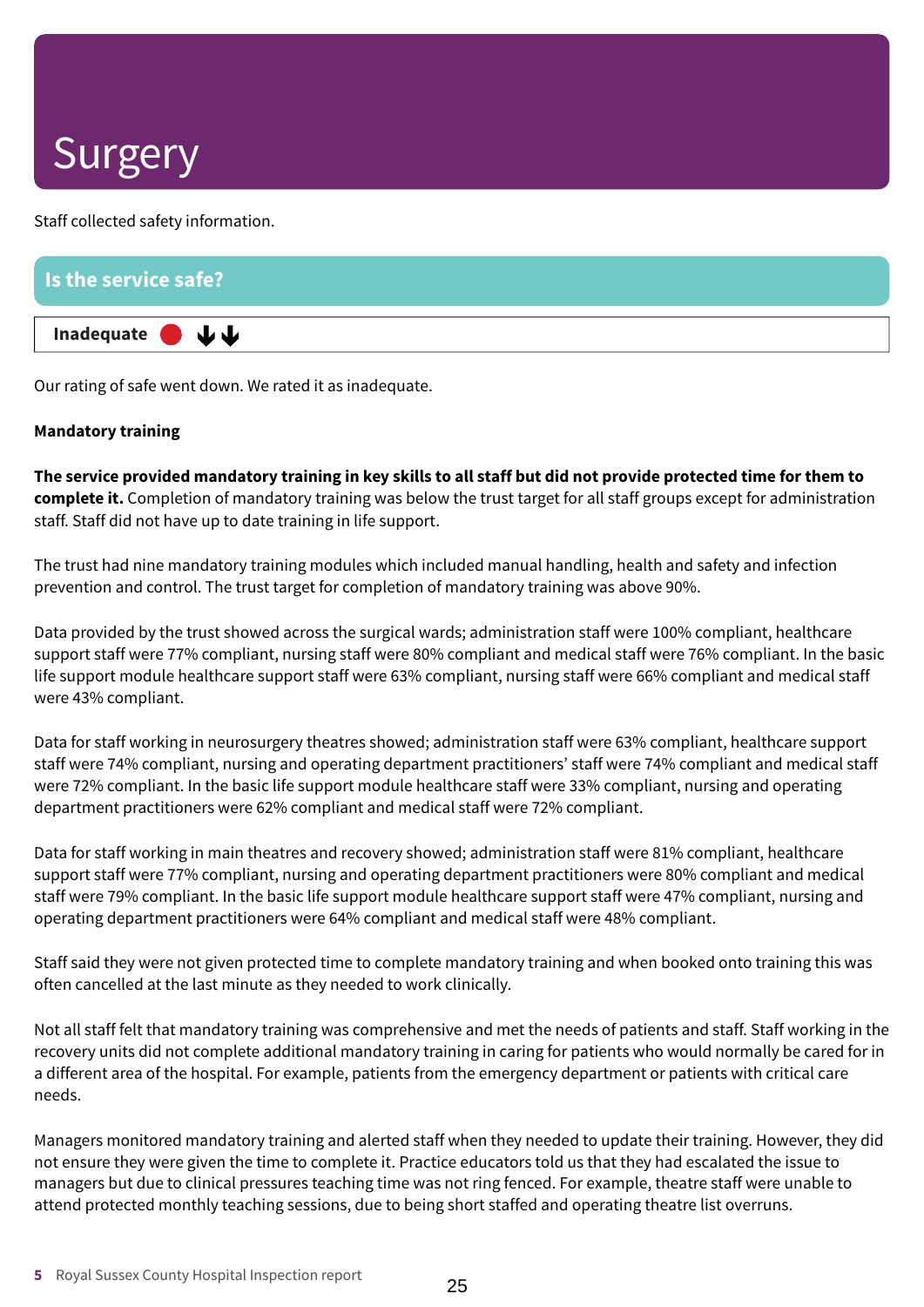# Surgery

Staff collected safety information.

## Is the service safe?

**Inadequate** ⬇⬇

Our rating of safe went down. We rated it as inadequate.

**Mandatory training**

**The service provided mandatory training in key skills to all staff but did not provide protected time for them to complete it.** Completion of mandatory training was below the trust target for all staff groups except for administration staff. Staff did not have up to date training in life support.

The trust had nine mandatory training modules which included manual handling, health and safety and infection prevention and control. The trust target for completion of mandatory training was above 90%.

Data provided by the trust showed across the surgical wards; administration staff were 100% compliant, healthcare support staff were 77% compliant, nursing staff were 80% compliant and medical staff were 76% compliant. In the basic life support module healthcare support staff were 63% compliant, nursing staff were 66% compliant and medical staff were 43% compliant.

Data for staff working in neurosurgery theatres showed; administration staff were 63% compliant, healthcare support staff were 74% compliant, nursing and operating department practitioners' staff were 74% compliant and medical staff were 72% compliant. In the basic life support module healthcare support staff were 33% compliant, nursing and operating department practitioners were 62% compliant and medical staff were 72% compliant.

Data for staff working in main theatres and recovery showed; administration staff were 81% compliant, healthcare support staff were 77% compliant, nursing and operating department practitioners were 80% compliant and medical staff were 79% compliant. In the basic life support module healthcare support staff were 47% compliant, nursing and operating department practitioners were 64% compliant and medical staff were 48% compliant.

Staff said they were not given protected time to complete mandatory training and when booked onto training this was often cancelled at the last minute as they needed to work clinically.

Not all staff felt that mandatory training was comprehensive and met the needs of patients and staff. Staff working in the recovery units did not complete additional mandatory training in caring for patients who would normally be cared for in a different area of the hospital. For example, patients from the emergency department or patients with critical care needs.

Managers monitored mandatory training and alerted staff when they needed to update their training. However, they did not ensure they were given the time to complete it. Practice educators told us that they had escalated the issue to managers but due to clinical pressures teaching time was not ring fenced. For example, theatre staff were unable to attend protected monthly teaching sessions, due to being short staffed and operating theatre list overruns.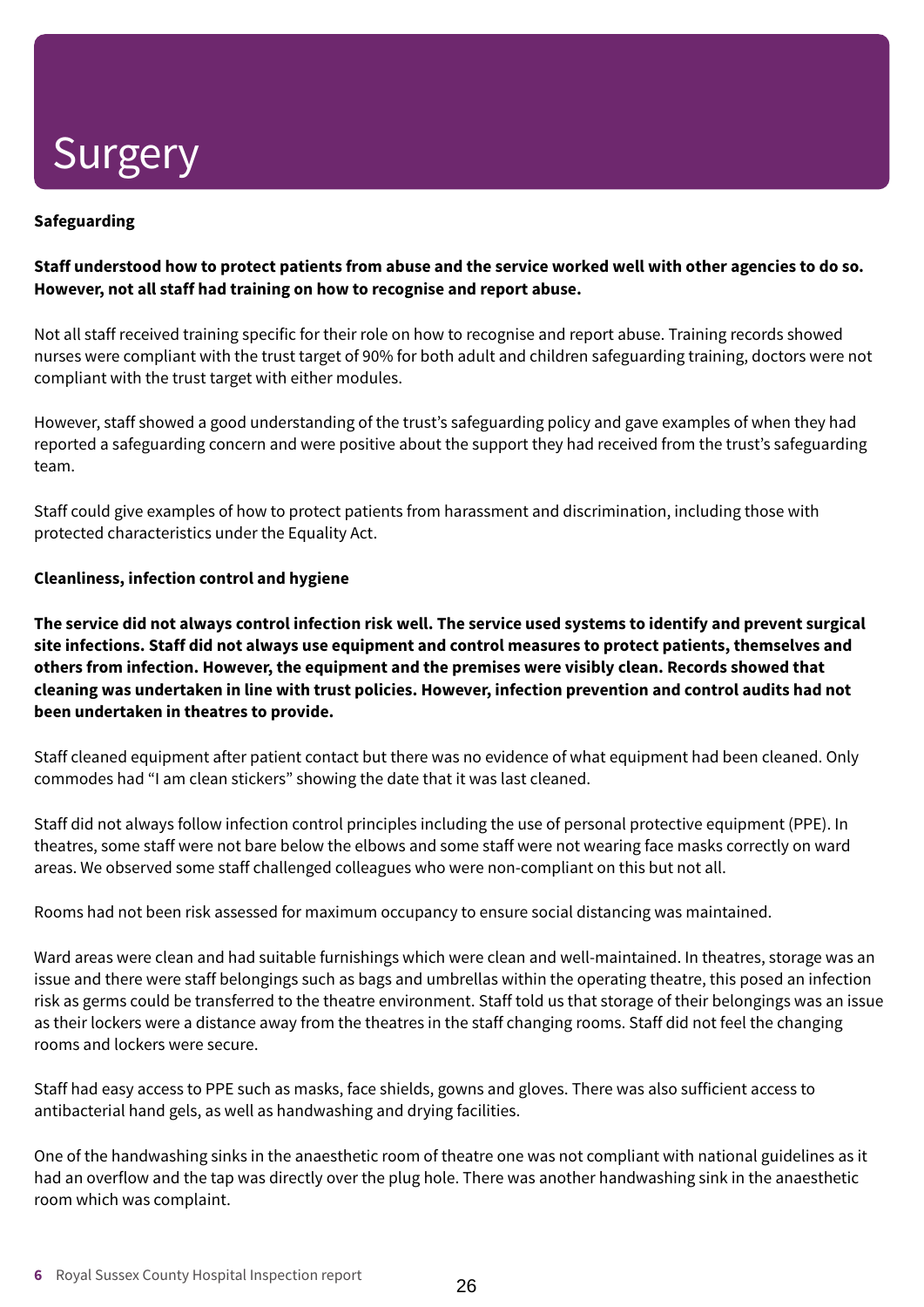# Surgery

**Safeguarding**

**Staff understood how to protect patients from abuse and the service worked well with other agencies to do so. However, not all staff had training on how to recognise and report abuse.**

Not all staff received training specific for their role on how to recognise and report abuse. Training records showed nurses were compliant with the trust target of 90% for both adult and children safeguarding training, doctors were not compliant with the trust target with either modules.

However, staff showed a good understanding of the trust's safeguarding policy and gave examples of when they had reported a safeguarding concern and were positive about the support they had received from the trust's safeguarding team.

Staff could give examples of how to protect patients from harassment and discrimination, including those with protected characteristics under the Equality Act.

**Cleanliness, infection control and hygiene**

**The service did not always control infection risk well. The service used systems to identify and prevent surgical site infections. Staff did not always use equipment and control measures to protect patients, themselves and others from infection. However, the equipment and the premises were visibly clean. Records showed that cleaning was undertaken in line with trust policies. However, infection prevention and control audits had not been undertaken in theatres to provide.**

Staff cleaned equipment after patient contact but there was no evidence of what equipment had been cleaned. Only commodes had "I am clean stickers" showing the date that it was last cleaned.

Staff did not always follow infection control principles including the use of personal protective equipment (PPE). In theatres, some staff were not bare below the elbows and some staff were not wearing face masks correctly on ward areas. We observed some staff challenged colleagues who were non-compliant on this but not all.

Rooms had not been risk assessed for maximum occupancy to ensure social distancing was maintained.

Ward areas were clean and had suitable furnishings which were clean and well-maintained. In theatres, storage was an issue and there were staff belongings such as bags and umbrellas within the operating theatre, this posed an infection risk as germs could be transferred to the theatre environment. Staff told us that storage of their belongings was an issue as their lockers were a distance away from the theatres in the staff changing rooms. Staff did not feel the changing rooms and lockers were secure.

Staff had easy access to PPE such as masks, face shields, gowns and gloves. There was also sufficient access to antibacterial hand gels, as well as handwashing and drying facilities.

One of the handwashing sinks in the anaesthetic room of theatre one was not compliant with national guidelines as it had an overflow and the tap was directly over the plug hole. There was another handwashing sink in the anaesthetic room which was complaint.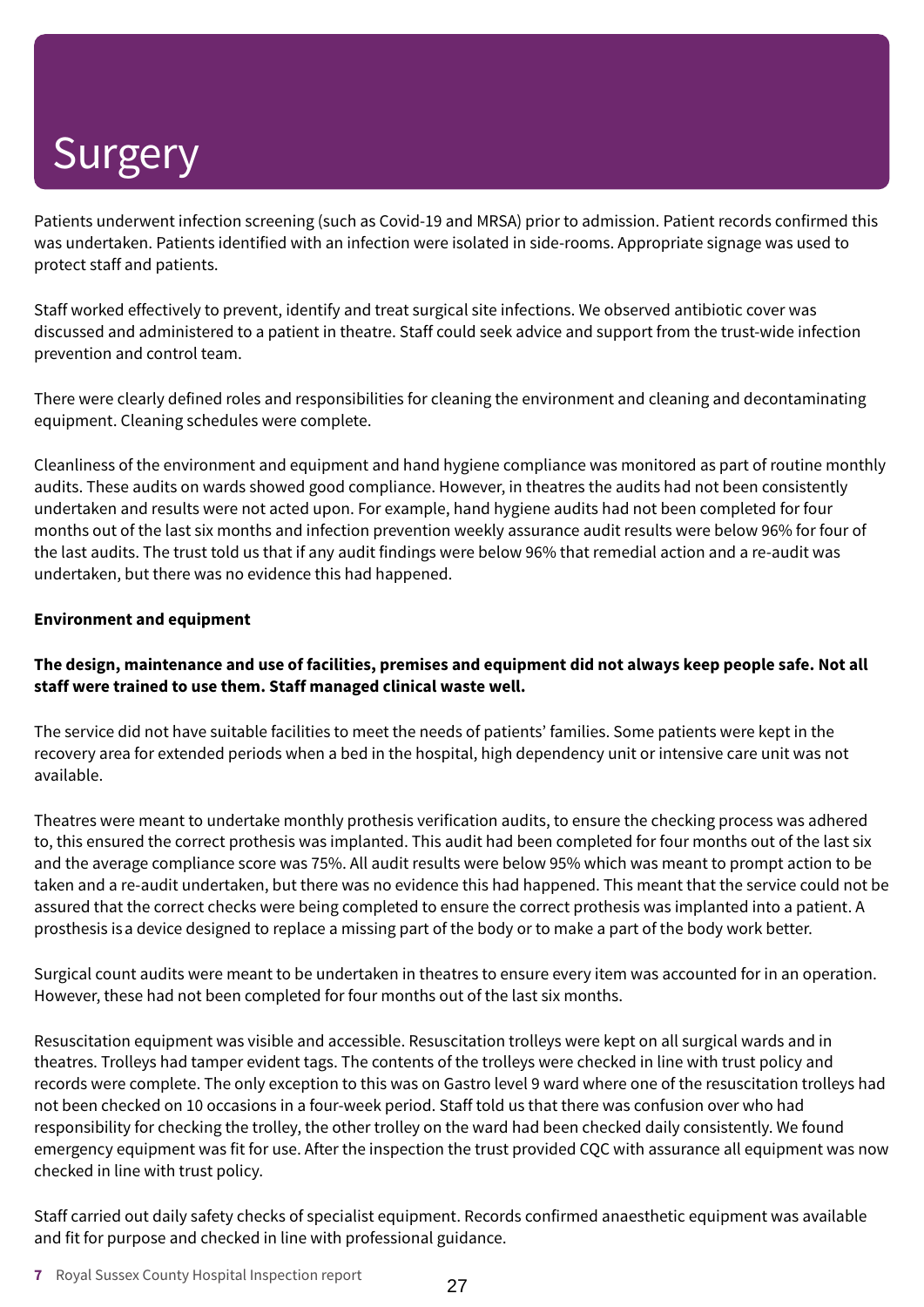# Surgery

Patients underwent infection screening (such as Covid-19 and MRSA) prior to admission. Patient records confirmed this was undertaken. Patients identified with an infection were isolated in side-rooms. Appropriate signage was used to protect staff and patients.

Staff worked effectively to prevent, identify and treat surgical site infections. We observed antibiotic cover was discussed and administered to a patient in theatre. Staff could seek advice and support from the trust-wide infection prevention and control team.

There were clearly defined roles and responsibilities for cleaning the environment and cleaning and decontaminating equipment. Cleaning schedules were complete.

Cleanliness of the environment and equipment and hand hygiene compliance was monitored as part of routine monthly audits. These audits on wards showed good compliance. However, in theatres the audits had not been consistently undertaken and results were not acted upon. For example, hand hygiene audits had not been completed for four months out of the last six months and infection prevention weekly assurance audit results were below 96% for four of the last audits. The trust told us that if any audit findings were below 96% that remedial action and a re-audit was undertaken, but there was no evidence this had happened.

**Environment and equipment**

**The design, maintenance and use of facilities, premises and equipment did not always keep people safe. Not all staff were trained to use them. Staff managed clinical waste well.**

The service did not have suitable facilities to meet the needs of patients' families. Some patients were kept in the recovery area for extended periods when a bed in the hospital, high dependency unit or intensive care unit was not available.

Theatres were meant to undertake monthly prothesis verification audits, to ensure the checking process was adhered to, this ensured the correct prothesis was implanted. This audit had been completed for four months out of the last six and the average compliance score was 75%. All audit results were below 95% which was meant to prompt action to be taken and a re-audit undertaken, but there was no evidence this had happened. This meant that the service could not be assured that the correct checks were being completed to ensure the correct prothesis was implanted into a patient. A prosthesis is a device designed to replace a missing part of the body or to make a part of the body work better.

Surgical count audits were meant to be undertaken in theatres to ensure every item was accounted for in an operation. However, these had not been completed for four months out of the last six months.

Resuscitation equipment was visible and accessible. Resuscitation trolleys were kept on all surgical wards and in theatres. Trolleys had tamper evident tags. The contents of the trolleys were checked in line with trust policy and records were complete. The only exception to this was on Gastro level 9 ward where one of the resuscitation trolleys had not been checked on 10 occasions in a four-week period. Staff told us that there was confusion over who had responsibility for checking the trolley, the other trolley on the ward had been checked daily consistently. We found emergency equipment was fit for use. After the inspection the trust provided CQC with assurance all equipment was now checked in line with trust policy.

Staff carried out daily safety checks of specialist equipment. Records confirmed anaesthetic equipment was available and fit for purpose and checked in line with professional guidance.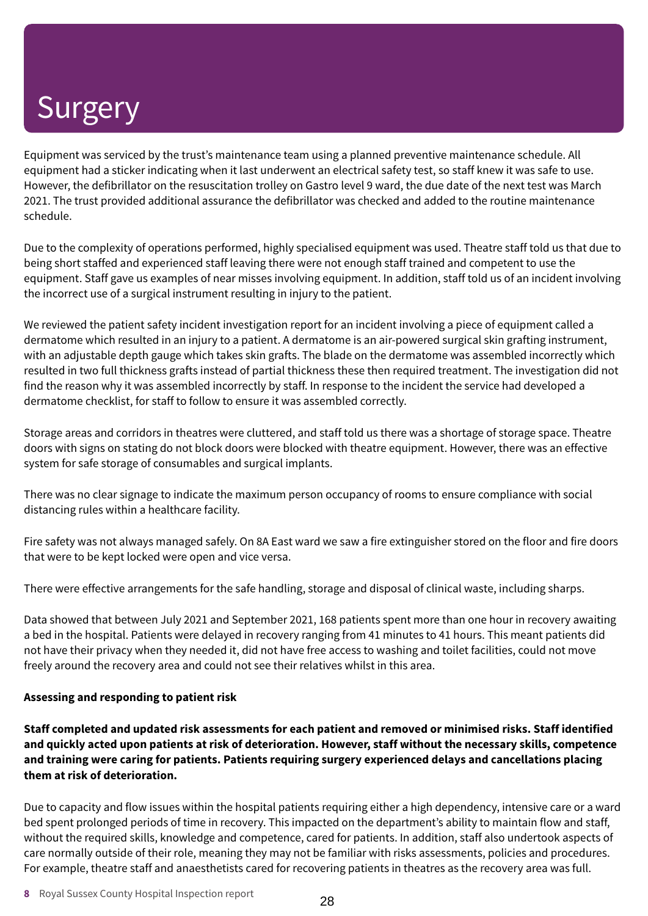# Surgery

Equipment was serviced by the trust's maintenance team using a planned preventive maintenance schedule. All equipment had a sticker indicating when it last underwent an electrical safety test, so staff knew it was safe to use. However, the defibrillator on the resuscitation trolley on Gastro level 9 ward, the due date of the next test was March 2021. The trust provided additional assurance the defibrillator was checked and added to the routine maintenance schedule.

Due to the complexity of operations performed, highly specialised equipment was used. Theatre staff told us that due to being short staffed and experienced staff leaving there were not enough staff trained and competent to use the equipment. Staff gave us examples of near misses involving equipment. In addition, staff told us of an incident involving the incorrect use of a surgical instrument resulting in injury to the patient.

We reviewed the patient safety incident investigation report for an incident involving a piece of equipment called a dermatome which resulted in an injury to a patient. A dermatome is an air-powered surgical skin grafting instrument, with an adjustable depth gauge which takes skin grafts. The blade on the dermatome was assembled incorrectly which resulted in two full thickness grafts instead of partial thickness these then required treatment. The investigation did not find the reason why it was assembled incorrectly by staff. In response to the incident the service had developed a dermatome checklist, for staff to follow to ensure it was assembled correctly.

Storage areas and corridors in theatres were cluttered, and staff told us there was a shortage of storage space. Theatre doors with signs on stating do not block doors were blocked with theatre equipment. However, there was an effective system for safe storage of consumables and surgical implants.

There was no clear signage to indicate the maximum person occupancy of rooms to ensure compliance with social distancing rules within a healthcare facility.

Fire safety was not always managed safely. On 8A East ward we saw a fire extinguisher stored on the floor and fire doors that were to be kept locked were open and vice versa.

There were effective arrangements for the safe handling, storage and disposal of clinical waste, including sharps.

Data showed that between July 2021 and September 2021, 168 patients spent more than one hour in recovery awaiting a bed in the hospital. Patients were delayed in recovery ranging from 41 minutes to 41 hours. This meant patients did not have their privacy when they needed it, did not have free access to washing and toilet facilities, could not move freely around the recovery area and could not see their relatives whilst in this area.

**Assessing and responding to patient risk**

**Staff completed and updated risk assessments for each patient and removed or minimised risks. Staff identified and quickly acted upon patients at risk of deterioration. However, staff without the necessary skills, competence and training were caring for patients. Patients requiring surgery experienced delays and cancellations placing them at risk of deterioration.**

Due to capacity and flow issues within the hospital patients requiring either a high dependency, intensive care or a ward bed spent prolonged periods of time in recovery. This impacted on the department's ability to maintain flow and staff, without the required skills, knowledge and competence, cared for patients. In addition, staff also undertook aspects of care normally outside of their role, meaning they may not be familiar with risks assessments, policies and procedures. For example, theatre staff and anaesthetists cared for recovering patients in theatres as the recovery area was full.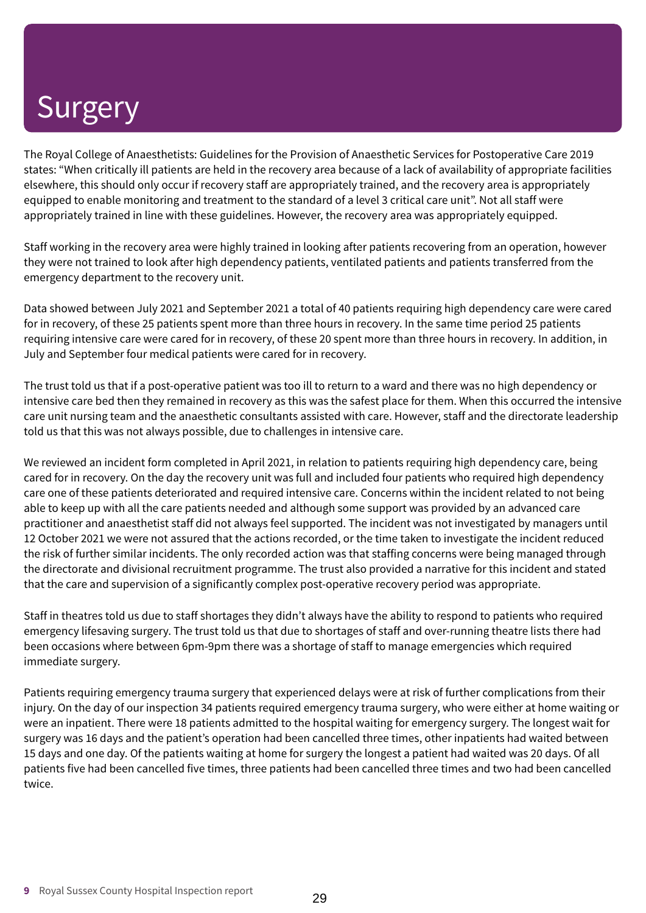# Surgery

The Royal College of Anaesthetists: Guidelines for the Provision of Anaesthetic Services for Postoperative Care 2019 states: "When critically ill patients are held in the recovery area because of a lack of availability of appropriate facilities elsewhere, this should only occur if recovery staff are appropriately trained, and the recovery area is appropriately equipped to enable monitoring and treatment to the standard of a level 3 critical care unit". Not all staff were appropriately trained in line with these guidelines. However, the recovery area was appropriately equipped.

Staff working in the recovery area were highly trained in looking after patients recovering from an operation, however they were not trained to look after high dependency patients, ventilated patients and patients transferred from the emergency department to the recovery unit.

Data showed between July 2021 and September 2021 a total of 40 patients requiring high dependency care were cared for in recovery, of these 25 patients spent more than three hours in recovery. In the same time period 25 patients requiring intensive care were cared for in recovery, of these 20 spent more than three hours in recovery. In addition, in July and September four medical patients were cared for in recovery.

The trust told us that if a post-operative patient was too ill to return to a ward and there was no high dependency or intensive care bed then they remained in recovery as this was the safest place for them. When this occurred the intensive care unit nursing team and the anaesthetic consultants assisted with care. However, staff and the directorate leadership told us that this was not always possible, due to challenges in intensive care.

We reviewed an incident form completed in April 2021, in relation to patients requiring high dependency care, being cared for in recovery. On the day the recovery unit was full and included four patients who required high dependency care one of these patients deteriorated and required intensive care. Concerns within the incident related to not being able to keep up with all the care patients needed and although some support was provided by an advanced care practitioner and anaesthetist staff did not always feel supported. The incident was not investigated by managers until 12 October 2021 we were not assured that the actions recorded, or the time taken to investigate the incident reduced the risk of further similar incidents. The only recorded action was that staffing concerns were being managed through the directorate and divisional recruitment programme. The trust also provided a narrative for this incident and stated that the care and supervision of a significantly complex post-operative recovery period was appropriate.

Staff in theatres told us due to staff shortages they didn't always have the ability to respond to patients who required emergency lifesaving surgery. The trust told us that due to shortages of staff and over-running theatre lists there had been occasions where between 6pm-9pm there was a shortage of staff to manage emergencies which required immediate surgery.

Patients requiring emergency trauma surgery that experienced delays were at risk of further complications from their injury. On the day of our inspection 34 patients required emergency trauma surgery, who were either at home waiting or were an inpatient. There were 18 patients admitted to the hospital waiting for emergency surgery. The longest wait for surgery was 16 days and the patient's operation had been cancelled three times, other inpatients had waited between 15 days and one day. Of the patients waiting at home for surgery the longest a patient had waited was 20 days. Of all patients five had been cancelled five times, three patients had been cancelled three times and two had been cancelled twice.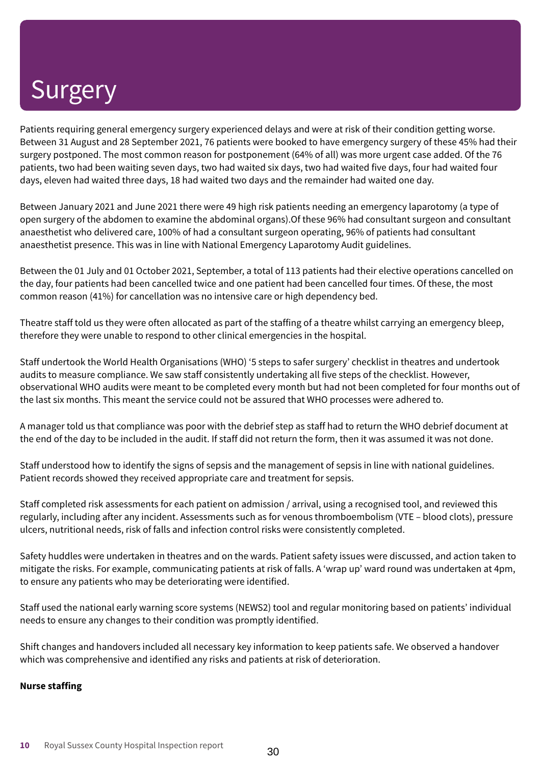# Surgery

Patients requiring general emergency surgery experienced delays and were at risk of their condition getting worse. Between 31 August and 28 September 2021, 76 patients were booked to have emergency surgery of these 45% had their surgery postponed. The most common reason for postponement (64% of all) was more urgent case added. Of the 76 patients, two had been waiting seven days, two had waited six days, two had waited five days, four had waited four days, eleven had waited three days, 18 had waited two days and the remainder had waited one day.

Between January 2021 and June 2021 there were 49 high risk patients needing an emergency laparotomy (a type of open surgery of the abdomen to examine the abdominal organs).Of these 96% had consultant surgeon and consultant anaesthetist who delivered care, 100% of had a consultant surgeon operating, 96% of patients had consultant anaesthetist presence. This was in line with National Emergency Laparotomy Audit guidelines.

Between the 01 July and 01 October 2021, September, a total of 113 patients had their elective operations cancelled on the day, four patients had been cancelled twice and one patient had been cancelled four times. Of these, the most common reason (41%) for cancellation was no intensive care or high dependency bed.

Theatre staff told us they were often allocated as part of the staffing of a theatre whilst carrying an emergency bleep, therefore they were unable to respond to other clinical emergencies in the hospital.

Staff undertook the World Health Organisations (WHO) '5 steps to safer surgery' checklist in theatres and undertook audits to measure compliance. We saw staff consistently undertaking all five steps of the checklist. However, observational WHO audits were meant to be completed every month but had not been completed for four months out of the last six months. This meant the service could not be assured that WHO processes were adhered to.

A manager told us that compliance was poor with the debrief step as staff had to return the WHO debrief document at the end of the day to be included in the audit. If staff did not return the form, then it was assumed it was not done.

Staff understood how to identify the signs of sepsis and the management of sepsis in line with national guidelines. Patient records showed they received appropriate care and treatment for sepsis.

Staff completed risk assessments for each patient on admission / arrival, using a recognised tool, and reviewed this regularly, including after any incident. Assessments such as for venous thromboembolism (VTE – blood clots), pressure ulcers, nutritional needs, risk of falls and infection control risks were consistently completed.

Safety huddles were undertaken in theatres and on the wards. Patient safety issues were discussed, and action taken to mitigate the risks. For example, communicating patients at risk of falls. A 'wrap up' ward round was undertaken at 4pm, to ensure any patients who may be deteriorating were identified.

Staff used the national early warning score systems (NEWS2) tool and regular monitoring based on patients' individual needs to ensure any changes to their condition was promptly identified.

Shift changes and handovers included all necessary key information to keep patients safe. We observed a handover which was comprehensive and identified any risks and patients at risk of deterioration.

**Nurse staffing**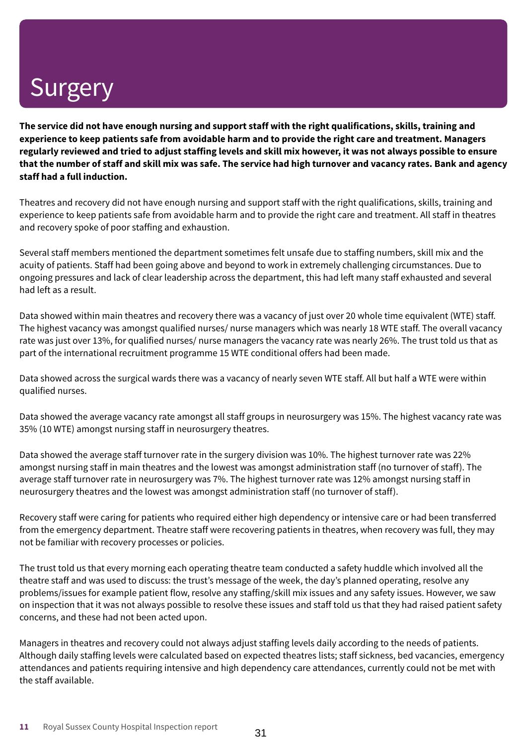# Surgery

**The service did not have enough nursing and support staff with the right qualifications, skills, training and experience to keep patients safe from avoidable harm and to provide the right care and treatment. Managers regularly reviewed and tried to adjust staffing levels and skill mix however, it was not always possible to ensure that the number of staff and skill mix was safe. The service had high turnover and vacancy rates. Bank and agency staff had a full induction.**

Theatres and recovery did not have enough nursing and support staff with the right qualifications, skills, training and experience to keep patients safe from avoidable harm and to provide the right care and treatment. All staff in theatres and recovery spoke of poor staffing and exhaustion.

Several staff members mentioned the department sometimes felt unsafe due to staffing numbers, skill mix and the acuity of patients. Staff had been going above and beyond to work in extremely challenging circumstances. Due to ongoing pressures and lack of clear leadership across the department, this had left many staff exhausted and several had left as a result.

Data showed within main theatres and recovery there was a vacancy of just over 20 whole time equivalent (WTE) staff. The highest vacancy was amongst qualified nurses/ nurse managers which was nearly 18 WTE staff. The overall vacancy rate was just over 13%, for qualified nurses/ nurse managers the vacancy rate was nearly 26%. The trust told us that as part of the international recruitment programme 15 WTE conditional offers had been made.

Data showed across the surgical wards there was a vacancy of nearly seven WTE staff. All but half a WTE were within qualified nurses.

Data showed the average vacancy rate amongst all staff groups in neurosurgery was 15%. The highest vacancy rate was 35% (10 WTE) amongst nursing staff in neurosurgery theatres.

Data showed the average staff turnover rate in the surgery division was 10%. The highest turnover rate was 22% amongst nursing staff in main theatres and the lowest was amongst administration staff (no turnover of staff). The average staff turnover rate in neurosurgery was 7%. The highest turnover rate was 12% amongst nursing staff in neurosurgery theatres and the lowest was amongst administration staff (no turnover of staff).

Recovery staff were caring for patients who required either high dependency or intensive care or had been transferred from the emergency department. Theatre staff were recovering patients in theatres, when recovery was full, they may not be familiar with recovery processes or policies.

The trust told us that every morning each operating theatre team conducted a safety huddle which involved all the theatre staff and was used to discuss: the trust's message of the week, the day's planned operating, resolve any problems/issues for example patient flow, resolve any staffing/skill mix issues and any safety issues. However, we saw on inspection that it was not always possible to resolve these issues and staff told us that they had raised patient safety concerns, and these had not been acted upon.

Managers in theatres and recovery could not always adjust staffing levels daily according to the needs of patients. Although daily staffing levels were calculated based on expected theatres lists; staff sickness, bed vacancies, emergency attendances and patients requiring intensive and high dependency care attendances, currently could not be met with the staff available.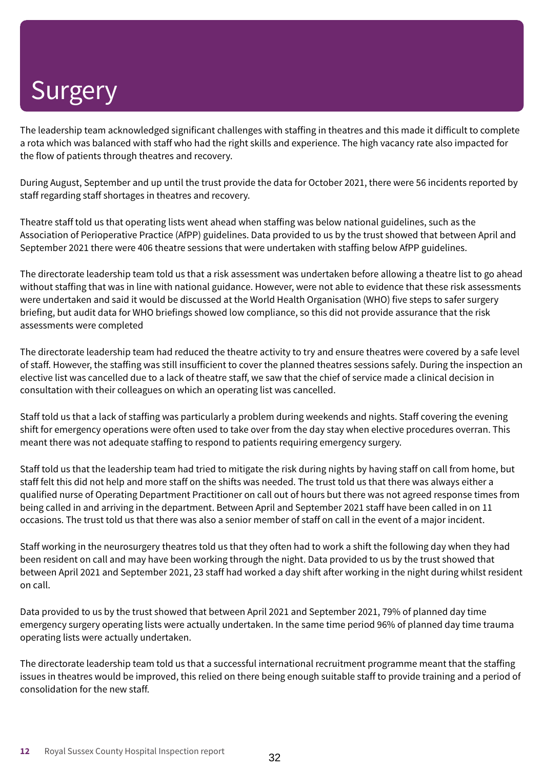# Surgery

The leadership team acknowledged significant challenges with staffing in theatres and this made it difficult to complete a rota which was balanced with staff who had the right skills and experience. The high vacancy rate also impacted for the flow of patients through theatres and recovery.

During August, September and up until the trust provide the data for October 2021, there were 56 incidents reported by staff regarding staff shortages in theatres and recovery.

Theatre staff told us that operating lists went ahead when staffing was below national guidelines, such as the Association of Perioperative Practice (AfPP) guidelines. Data provided to us by the trust showed that between April and September 2021 there were 406 theatre sessions that were undertaken with staffing below AfPP guidelines.

The directorate leadership team told us that a risk assessment was undertaken before allowing a theatre list to go ahead without staffing that was in line with national guidance. However, were not able to evidence that these risk assessments were undertaken and said it would be discussed at the World Health Organisation (WHO) five steps to safer surgery briefing, but audit data for WHO briefings showed low compliance, so this did not provide assurance that the risk assessments were completed

The directorate leadership team had reduced the theatre activity to try and ensure theatres were covered by a safe level of staff. However, the staffing was still insufficient to cover the planned theatres sessions safely. During the inspection an elective list was cancelled due to a lack of theatre staff, we saw that the chief of service made a clinical decision in consultation with their colleagues on which an operating list was cancelled.

Staff told us that a lack of staffing was particularly a problem during weekends and nights. Staff covering the evening shift for emergency operations were often used to take over from the day stay when elective procedures overran. This meant there was not adequate staffing to respond to patients requiring emergency surgery.

Staff told us that the leadership team had tried to mitigate the risk during nights by having staff on call from home, but staff felt this did not help and more staff on the shifts was needed. The trust told us that there was always either a qualified nurse of Operating Department Practitioner on call out of hours but there was not agreed response times from being called in and arriving in the department. Between April and September 2021 staff have been called in on 11 occasions. The trust told us that there was also a senior member of staff on call in the event of a major incident.

Staff working in the neurosurgery theatres told us that they often had to work a shift the following day when they had been resident on call and may have been working through the night. Data provided to us by the trust showed that between April 2021 and September 2021, 23 staff had worked a day shift after working in the night during whilst resident on call.

Data provided to us by the trust showed that between April 2021 and September 2021, 79% of planned day time emergency surgery operating lists were actually undertaken. In the same time period 96% of planned day time trauma operating lists were actually undertaken.

The directorate leadership team told us that a successful international recruitment programme meant that the staffing issues in theatres would be improved, this relied on there being enough suitable staff to provide training and a period of consolidation for the new staff.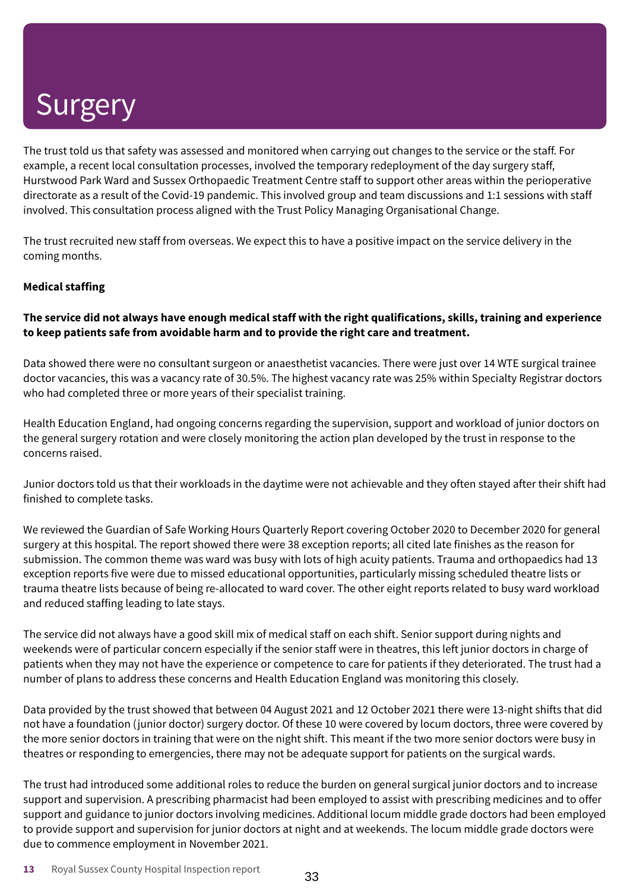# Surgery

The trust told us that safety was assessed and monitored when carrying out changes to the service or the staff. For example, a recent local consultation processes, involved the temporary redeployment of the day surgery staff, Hurstwood Park Ward and Sussex Orthopaedic Treatment Centre staff to support other areas within the perioperative directorate as a result of the Covid-19 pandemic. This involved group and team discussions and 1:1 sessions with staff involved. This consultation process aligned with the Trust Policy Managing Organisational Change.

The trust recruited new staff from overseas. We expect this to have a positive impact on the service delivery in the coming months.

**Medical staffing**

**The service did not always have enough medical staff with the right qualifications, skills, training and experience to keep patients safe from avoidable harm and to provide the right care and treatment.**

Data showed there were no consultant surgeon or anaesthetist vacancies. There were just over 14 WTE surgical trainee doctor vacancies, this was a vacancy rate of 30.5%. The highest vacancy rate was 25% within Specialty Registrar doctors who had completed three or more years of their specialist training.

Health Education England, had ongoing concerns regarding the supervision, support and workload of junior doctors on the general surgery rotation and were closely monitoring the action plan developed by the trust in response to the concerns raised.

Junior doctors told us that their workloads in the daytime were not achievable and they often stayed after their shift had finished to complete tasks.

We reviewed the Guardian of Safe Working Hours Quarterly Report covering October 2020 to December 2020 for general surgery at this hospital. The report showed there were 38 exception reports; all cited late finishes as the reason for submission. The common theme was ward was busy with lots of high acuity patients. Trauma and orthopaedics had 13 exception reports five were due to missed educational opportunities, particularly missing scheduled theatre lists or trauma theatre lists because of being re-allocated to ward cover. The other eight reports related to busy ward workload and reduced staffing leading to late stays.

The service did not always have a good skill mix of medical staff on each shift. Senior support during nights and weekends were of particular concern especially if the senior staff were in theatres, this left junior doctors in charge of patients when they may not have the experience or competence to care for patients if they deteriorated. The trust had a number of plans to address these concerns and Health Education England was monitoring this closely.

Data provided by the trust showed that between 04 August 2021 and 12 October 2021 there were 13-night shifts that did not have a foundation (junior doctor) surgery doctor. Of these 10 were covered by locum doctors, three were covered by the more senior doctors in training that were on the night shift. This meant if the two more senior doctors were busy in theatres or responding to emergencies, there may not be adequate support for patients on the surgical wards.

The trust had introduced some additional roles to reduce the burden on general surgical junior doctors and to increase support and supervision. A prescribing pharmacist had been employed to assist with prescribing medicines and to offer support and guidance to junior doctors involving medicines. Additional locum middle grade doctors had been employed to provide support and supervision for junior doctors at night and at weekends. The locum middle grade doctors were due to commence employment in November 2021.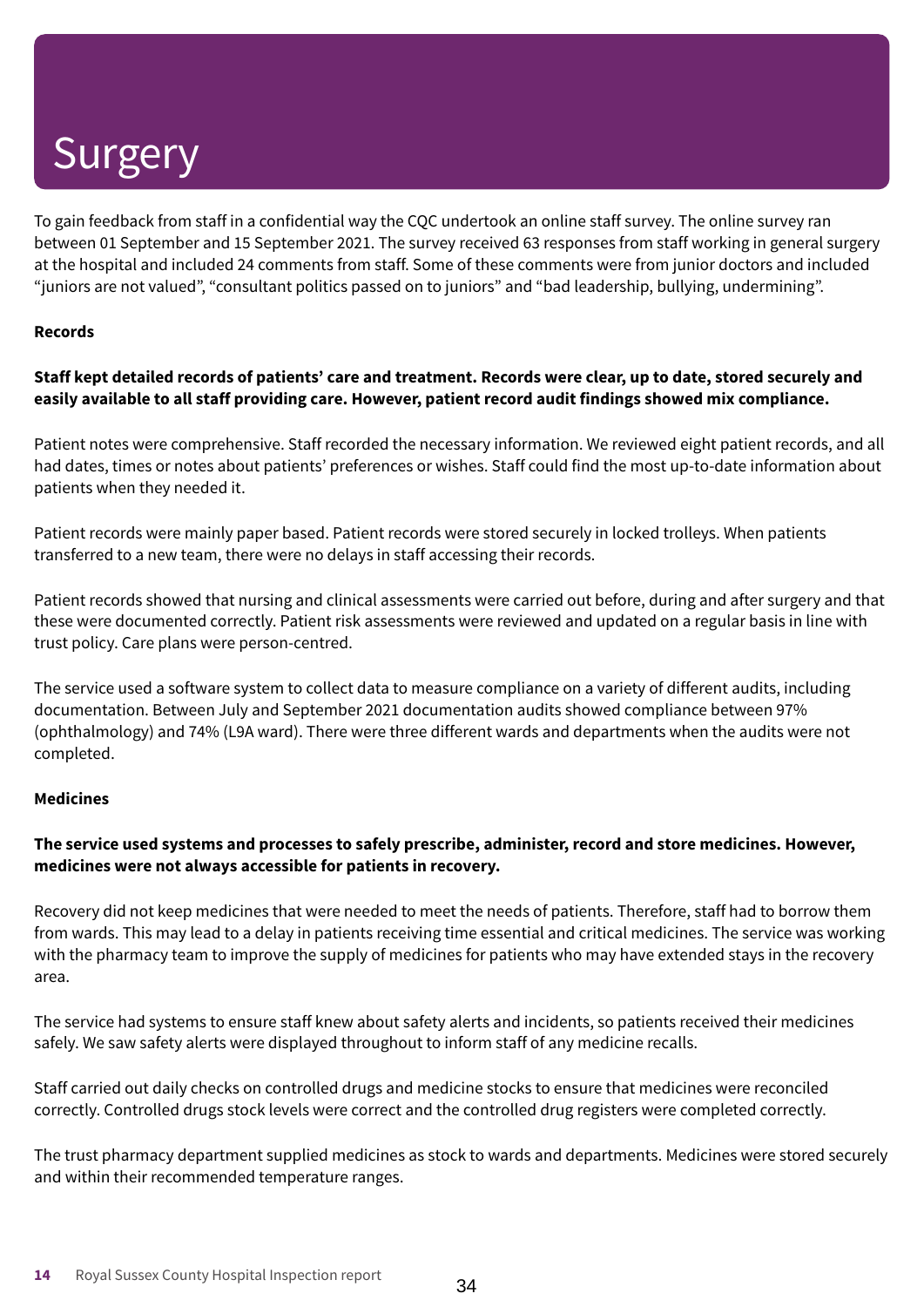# Surgery

To gain feedback from staff in a confidential way the CQC undertook an online staff survey. The online survey ran between 01 September and 15 September 2021. The survey received 63 responses from staff working in general surgery at the hospital and included 24 comments from staff. Some of these comments were from junior doctors and included "juniors are not valued", "consultant politics passed on to juniors" and "bad leadership, bullying, undermining".

**Records**

**Staff kept detailed records of patients' care and treatment. Records were clear, up to date, stored securely and easily available to all staff providing care. However, patient record audit findings showed mix compliance.**

Patient notes were comprehensive. Staff recorded the necessary information. We reviewed eight patient records, and all had dates, times or notes about patients' preferences or wishes. Staff could find the most up-to-date information about patients when they needed it.

Patient records were mainly paper based. Patient records were stored securely in locked trolleys. When patients transferred to a new team, there were no delays in staff accessing their records.

Patient records showed that nursing and clinical assessments were carried out before, during and after surgery and that these were documented correctly. Patient risk assessments were reviewed and updated on a regular basis in line with trust policy. Care plans were person-centred.

The service used a software system to collect data to measure compliance on a variety of different audits, including documentation. Between July and September 2021 documentation audits showed compliance between 97% (ophthalmology) and 74% (L9A ward). There were three different wards and departments when the audits were not completed.

**Medicines**

**The service used systems and processes to safely prescribe, administer, record and store medicines. However, medicines were not always accessible for patients in recovery.**

Recovery did not keep medicines that were needed to meet the needs of patients. Therefore, staff had to borrow them from wards. This may lead to a delay in patients receiving time essential and critical medicines. The service was working with the pharmacy team to improve the supply of medicines for patients who may have extended stays in the recovery area.

The service had systems to ensure staff knew about safety alerts and incidents, so patients received their medicines safely. We saw safety alerts were displayed throughout to inform staff of any medicine recalls.

Staff carried out daily checks on controlled drugs and medicine stocks to ensure that medicines were reconciled correctly. Controlled drugs stock levels were correct and the controlled drug registers were completed correctly.

The trust pharmacy department supplied medicines as stock to wards and departments. Medicines were stored securely and within their recommended temperature ranges.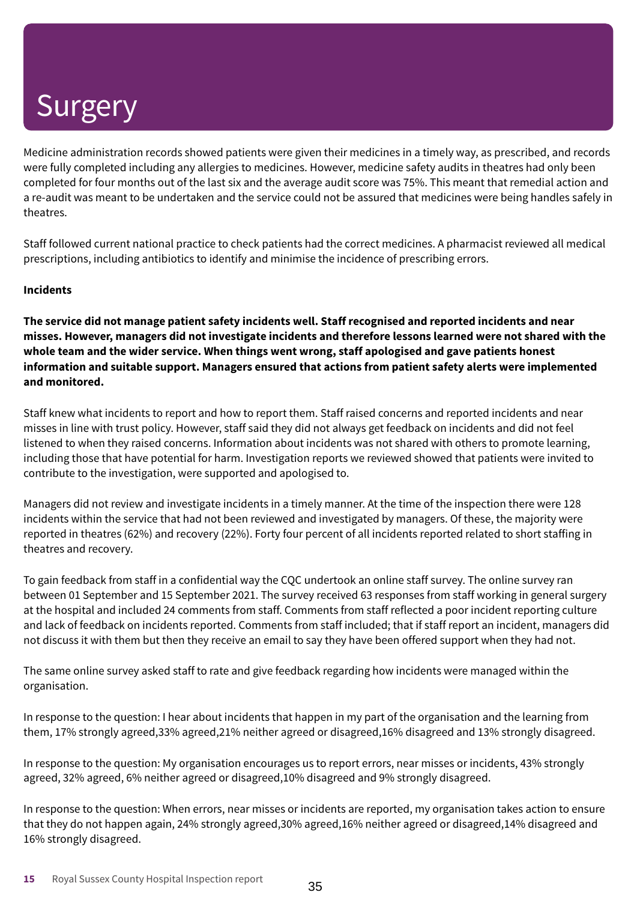# Surgery

Medicine administration records showed patients were given their medicines in a timely way, as prescribed, and records were fully completed including any allergies to medicines. However, medicine safety audits in theatres had only been completed for four months out of the last six and the average audit score was 75%. This meant that remedial action and a re-audit was meant to be undertaken and the service could not be assured that medicines were being handles safely in theatres.

Staff followed current national practice to check patients had the correct medicines. A pharmacist reviewed all medical prescriptions, including antibiotics to identify and minimise the incidence of prescribing errors.

**Incidents**

**The service did not manage patient safety incidents well. Staff recognised and reported incidents and near misses. However, managers did not investigate incidents and therefore lessons learned were not shared with the whole team and the wider service. When things went wrong, staff apologised and gave patients honest information and suitable support. Managers ensured that actions from patient safety alerts were implemented and monitored.**

Staff knew what incidents to report and how to report them. Staff raised concerns and reported incidents and near misses in line with trust policy. However, staff said they did not always get feedback on incidents and did not feel listened to when they raised concerns. Information about incidents was not shared with others to promote learning, including those that have potential for harm. Investigation reports we reviewed showed that patients were invited to contribute to the investigation, were supported and apologised to.

Managers did not review and investigate incidents in a timely manner. At the time of the inspection there were 128 incidents within the service that had not been reviewed and investigated by managers. Of these, the majority were reported in theatres (62%) and recovery (22%). Forty four percent of all incidents reported related to short staffing in theatres and recovery.

To gain feedback from staff in a confidential way the CQC undertook an online staff survey. The online survey ran between 01 September and 15 September 2021. The survey received 63 responses from staff working in general surgery at the hospital and included 24 comments from staff. Comments from staff reflected a poor incident reporting culture and lack of feedback on incidents reported. Comments from staff included; that if staff report an incident, managers did not discuss it with them but then they receive an email to say they have been offered support when they had not.

The same online survey asked staff to rate and give feedback regarding how incidents were managed within the organisation.

In response to the question: I hear about incidents that happen in my part of the organisation and the learning from them, 17% strongly agreed,33% agreed,21% neither agreed or disagreed,16% disagreed and 13% strongly disagreed.

In response to the question: My organisation encourages us to report errors, near misses or incidents, 43% strongly agreed, 32% agreed, 6% neither agreed or disagreed,10% disagreed and 9% strongly disagreed.

In response to the question: When errors, near misses or incidents are reported, my organisation takes action to ensure that they do not happen again, 24% strongly agreed,30% agreed,16% neither agreed or disagreed,14% disagreed and 16% strongly disagreed.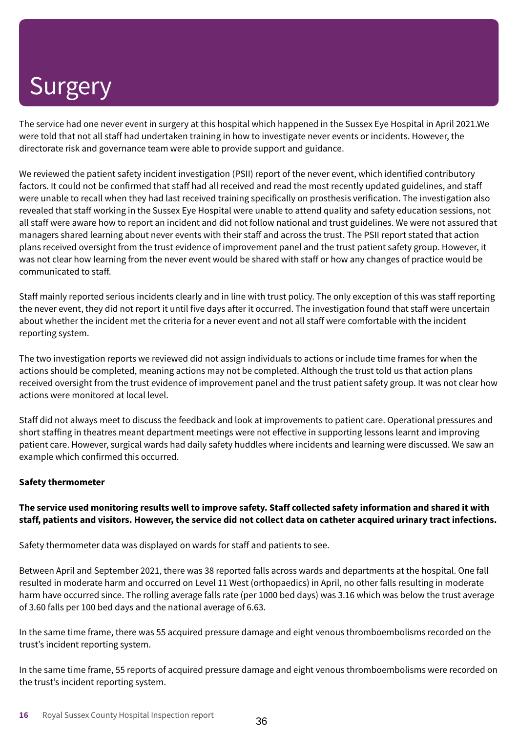# Surgery

The service had one never event in surgery at this hospital which happened in the Sussex Eye Hospital in April 2021.We were told that not all staff had undertaken training in how to investigate never events or incidents. However, the directorate risk and governance team were able to provide support and guidance.

We reviewed the patient safety incident investigation (PSII) report of the never event, which identified contributory factors. It could not be confirmed that staff had all received and read the most recently updated guidelines, and staff were unable to recall when they had last received training specifically on prosthesis verification. The investigation also revealed that staff working in the Sussex Eye Hospital were unable to attend quality and safety education sessions, not all staff were aware how to report an incident and did not follow national and trust guidelines. We were not assured that managers shared learning about never events with their staff and across the trust. The PSII report stated that action plans received oversight from the trust evidence of improvement panel and the trust patient safety group. However, it was not clear how learning from the never event would be shared with staff or how any changes of practice would be communicated to staff.

Staff mainly reported serious incidents clearly and in line with trust policy. The only exception of this was staff reporting the never event, they did not report it until five days after it occurred. The investigation found that staff were uncertain about whether the incident met the criteria for a never event and not all staff were comfortable with the incident reporting system.

The two investigation reports we reviewed did not assign individuals to actions or include time frames for when the actions should be completed, meaning actions may not be completed. Although the trust told us that action plans received oversight from the trust evidence of improvement panel and the trust patient safety group. It was not clear how actions were monitored at local level.

Staff did not always meet to discuss the feedback and look at improvements to patient care. Operational pressures and short staffing in theatres meant department meetings were not effective in supporting lessons learnt and improving patient care. However, surgical wards had daily safety huddles where incidents and learning were discussed. We saw an example which confirmed this occurred.

**Safety thermometer**

**The service used monitoring results well to improve safety. Staff collected safety information and shared it with staff, patients and visitors. However, the service did not collect data on catheter acquired urinary tract infections.**

Safety thermometer data was displayed on wards for staff and patients to see.

Between April and September 2021, there was 38 reported falls across wards and departments at the hospital. One fall resulted in moderate harm and occurred on Level 11 West (orthopaedics) in April, no other falls resulting in moderate harm have occurred since. The rolling average falls rate (per 1000 bed days) was 3.16 which was below the trust average of 3.60 falls per 100 bed days and the national average of 6.63.

In the same time frame, there was 55 acquired pressure damage and eight venous thromboembolisms recorded on the trust's incident reporting system.

In the same time frame, 55 reports of acquired pressure damage and eight venous thromboembolisms were recorded on the trust's incident reporting system.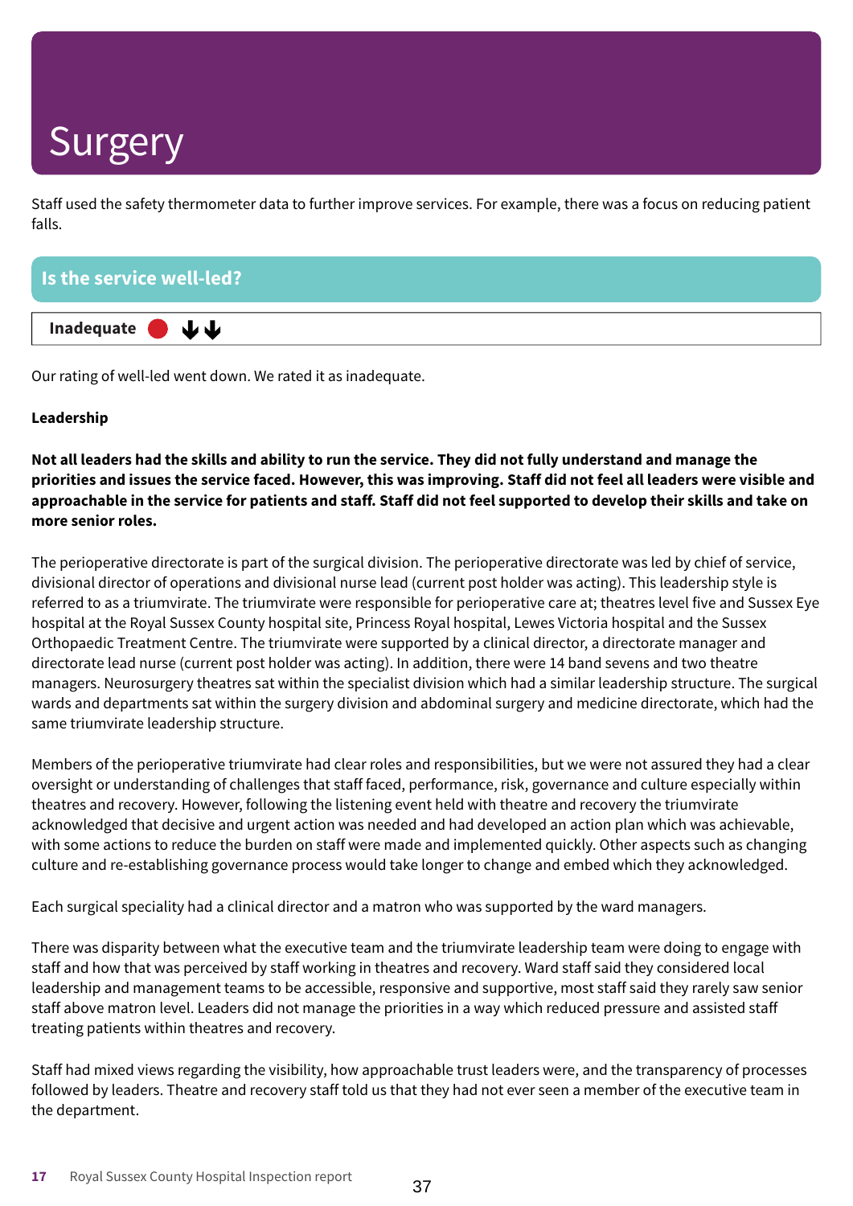# Surgery

Staff used the safety thermometer data to further improve services. For example, there was a focus on reducing patient falls.

## Is the service well-led?

**Inadequate** ● ↓↓

Our rating of well-led went down. We rated it as inadequate.

**Leadership**

**Not all leaders had the skills and ability to run the service. They did not fully understand and manage the priorities and issues the service faced. However, this was improving. Staff did not feel all leaders were visible and approachable in the service for patients and staff. Staff did not feel supported to develop their skills and take on more senior roles.**

The perioperative directorate is part of the surgical division. The perioperative directorate was led by chief of service, divisional director of operations and divisional nurse lead (current post holder was acting). This leadership style is referred to as a triumvirate. The triumvirate were responsible for perioperative care at; theatres level five and Sussex Eye hospital at the Royal Sussex County hospital site, Princess Royal hospital, Lewes Victoria hospital and the Sussex Orthopaedic Treatment Centre. The triumvirate were supported by a clinical director, a directorate manager and directorate lead nurse (current post holder was acting). In addition, there were 14 band sevens and two theatre managers. Neurosurgery theatres sat within the specialist division which had a similar leadership structure. The surgical wards and departments sat within the surgery division and abdominal surgery and medicine directorate, which had the same triumvirate leadership structure.

Members of the perioperative triumvirate had clear roles and responsibilities, but we were not assured they had a clear oversight or understanding of challenges that staff faced, performance, risk, governance and culture especially within theatres and recovery. However, following the listening event held with theatre and recovery the triumvirate acknowledged that decisive and urgent action was needed and had developed an action plan which was achievable, with some actions to reduce the burden on staff were made and implemented quickly. Other aspects such as changing culture and re-establishing governance process would take longer to change and embed which they acknowledged.

Each surgical speciality had a clinical director and a matron who was supported by the ward managers.

There was disparity between what the executive team and the triumvirate leadership team were doing to engage with staff and how that was perceived by staff working in theatres and recovery. Ward staff said they considered local leadership and management teams to be accessible, responsive and supportive, most staff said they rarely saw senior staff above matron level. Leaders did not manage the priorities in a way which reduced pressure and assisted staff treating patients within theatres and recovery.

Staff had mixed views regarding the visibility, how approachable trust leaders were, and the transparency of processes followed by leaders. Theatre and recovery staff told us that they had not ever seen a member of the executive team in the department.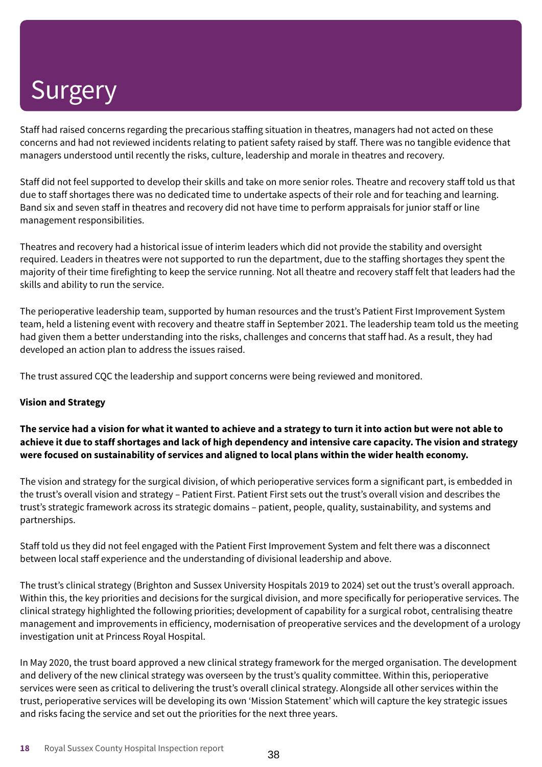# Surgery

Staff had raised concerns regarding the precarious staffing situation in theatres, managers had not acted on these concerns and had not reviewed incidents relating to patient safety raised by staff. There was no tangible evidence that managers understood until recently the risks, culture, leadership and morale in theatres and recovery.

Staff did not feel supported to develop their skills and take on more senior roles. Theatre and recovery staff told us that due to staff shortages there was no dedicated time to undertake aspects of their role and for teaching and learning. Band six and seven staff in theatres and recovery did not have time to perform appraisals for junior staff or line management responsibilities.

Theatres and recovery had a historical issue of interim leaders which did not provide the stability and oversight required. Leaders in theatres were not supported to run the department, due to the staffing shortages they spent the majority of their time firefighting to keep the service running. Not all theatre and recovery staff felt that leaders had the skills and ability to run the service.

The perioperative leadership team, supported by human resources and the trust's Patient First Improvement System team, held a listening event with recovery and theatre staff in September 2021. The leadership team told us the meeting had given them a better understanding into the risks, challenges and concerns that staff had. As a result, they had developed an action plan to address the issues raised.

The trust assured CQC the leadership and support concerns were being reviewed and monitored.

**Vision and Strategy**

**The service had a vision for what it wanted to achieve and a strategy to turn it into action but were not able to achieve it due to staff shortages and lack of high dependency and intensive care capacity. The vision and strategy were focused on sustainability of services and aligned to local plans within the wider health economy.**

The vision and strategy for the surgical division, of which perioperative services form a significant part, is embedded in the trust's overall vision and strategy – Patient First. Patient First sets out the trust's overall vision and describes the trust's strategic framework across its strategic domains – patient, people, quality, sustainability, and systems and partnerships.

Staff told us they did not feel engaged with the Patient First Improvement System and felt there was a disconnect between local staff experience and the understanding of divisional leadership and above.

The trust's clinical strategy (Brighton and Sussex University Hospitals 2019 to 2024) set out the trust's overall approach. Within this, the key priorities and decisions for the surgical division, and more specifically for perioperative services. The clinical strategy highlighted the following priorities; development of capability for a surgical robot, centralising theatre management and improvements in efficiency, modernisation of preoperative services and the development of a urology investigation unit at Princess Royal Hospital.

In May 2020, the trust board approved a new clinical strategy framework for the merged organisation. The development and delivery of the new clinical strategy was overseen by the trust's quality committee. Within this, perioperative services were seen as critical to delivering the trust's overall clinical strategy. Alongside all other services within the trust, perioperative services will be developing its own 'Mission Statement' which will capture the key strategic issues and risks facing the service and set out the priorities for the next three years.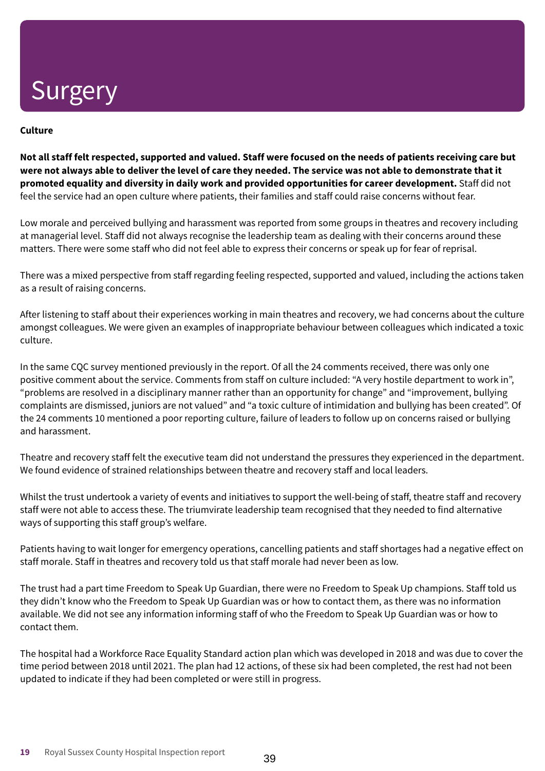# Surgery

**Culture**

**Not all staff felt respected, supported and valued. Staff were focused on the needs of patients receiving care but were not always able to deliver the level of care they needed. The service was not able to demonstrate that it promoted equality and diversity in daily work and provided opportunities for career development.** Staff did not feel the service had an open culture where patients, their families and staff could raise concerns without fear.

Low morale and perceived bullying and harassment was reported from some groups in theatres and recovery including at managerial level. Staff did not always recognise the leadership team as dealing with their concerns around these matters. There were some staff who did not feel able to express their concerns or speak up for fear of reprisal.

There was a mixed perspective from staff regarding feeling respected, supported and valued, including the actions taken as a result of raising concerns.

After listening to staff about their experiences working in main theatres and recovery, we had concerns about the culture amongst colleagues. We were given an examples of inappropriate behaviour between colleagues which indicated a toxic culture.

In the same CQC survey mentioned previously in the report. Of all the 24 comments received, there was only one positive comment about the service. Comments from staff on culture included: "A very hostile department to work in", "problems are resolved in a disciplinary manner rather than an opportunity for change" and "improvement, bullying complaints are dismissed, juniors are not valued" and "a toxic culture of intimidation and bullying has been created". Of the 24 comments 10 mentioned a poor reporting culture, failure of leaders to follow up on concerns raised or bullying and harassment.

Theatre and recovery staff felt the executive team did not understand the pressures they experienced in the department. We found evidence of strained relationships between theatre and recovery staff and local leaders.

Whilst the trust undertook a variety of events and initiatives to support the well-being of staff, theatre staff and recovery staff were not able to access these. The triumvirate leadership team recognised that they needed to find alternative ways of supporting this staff group's welfare.

Patients having to wait longer for emergency operations, cancelling patients and staff shortages had a negative effect on staff morale. Staff in theatres and recovery told us that staff morale had never been as low.

The trust had a part time Freedom to Speak Up Guardian, there were no Freedom to Speak Up champions. Staff told us they didn't know who the Freedom to Speak Up Guardian was or how to contact them, as there was no information available. We did not see any information informing staff of who the Freedom to Speak Up Guardian was or how to contact them.

The hospital had a Workforce Race Equality Standard action plan which was developed in 2018 and was due to cover the time period between 2018 until 2021. The plan had 12 actions, of these six had been completed, the rest had not been updated to indicate if they had been completed or were still in progress.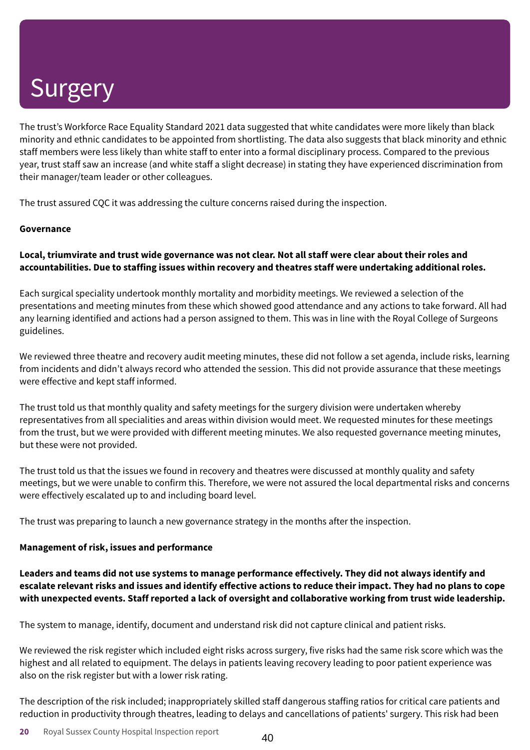# Surgery

The trust's Workforce Race Equality Standard 2021 data suggested that white candidates were more likely than black minority and ethnic candidates to be appointed from shortlisting. The data also suggests that black minority and ethnic staff members were less likely than white staff to enter into a formal disciplinary process. Compared to the previous year, trust staff saw an increase (and white staff a slight decrease) in stating they have experienced discrimination from their manager/team leader or other colleagues.

The trust assured CQC it was addressing the culture concerns raised during the inspection.

**Governance**

**Local, triumvirate and trust wide governance was not clear. Not all staff were clear about their roles and accountabilities. Due to staffing issues within recovery and theatres staff were undertaking additional roles.**

Each surgical speciality undertook monthly mortality and morbidity meetings. We reviewed a selection of the presentations and meeting minutes from these which showed good attendance and any actions to take forward. All had any learning identified and actions had a person assigned to them. This was in line with the Royal College of Surgeons guidelines.

We reviewed three theatre and recovery audit meeting minutes, these did not follow a set agenda, include risks, learning from incidents and didn't always record who attended the session. This did not provide assurance that these meetings were effective and kept staff informed.

The trust told us that monthly quality and safety meetings for the surgery division were undertaken whereby representatives from all specialities and areas within division would meet. We requested minutes for these meetings from the trust, but we were provided with different meeting minutes. We also requested governance meeting minutes, but these were not provided.

The trust told us that the issues we found in recovery and theatres were discussed at monthly quality and safety meetings, but we were unable to confirm this. Therefore, we were not assured the local departmental risks and concerns were effectively escalated up to and including board level.

The trust was preparing to launch a new governance strategy in the months after the inspection.

**Management of risk, issues and performance**

**Leaders and teams did not use systems to manage performance effectively. They did not always identify and escalate relevant risks and issues and identify effective actions to reduce their impact. They had no plans to cope with unexpected events. Staff reported a lack of oversight and collaborative working from trust wide leadership.**

The system to manage, identify, document and understand risk did not capture clinical and patient risks.

We reviewed the risk register which included eight risks across surgery, five risks had the same risk score which was the highest and all related to equipment. The delays in patients leaving recovery leading to poor patient experience was also on the risk register but with a lower risk rating.

The description of the risk included; inappropriately skilled staff dangerous staffing ratios for critical care patients and reduction in productivity through theatres, leading to delays and cancellations of patients' surgery. This risk had been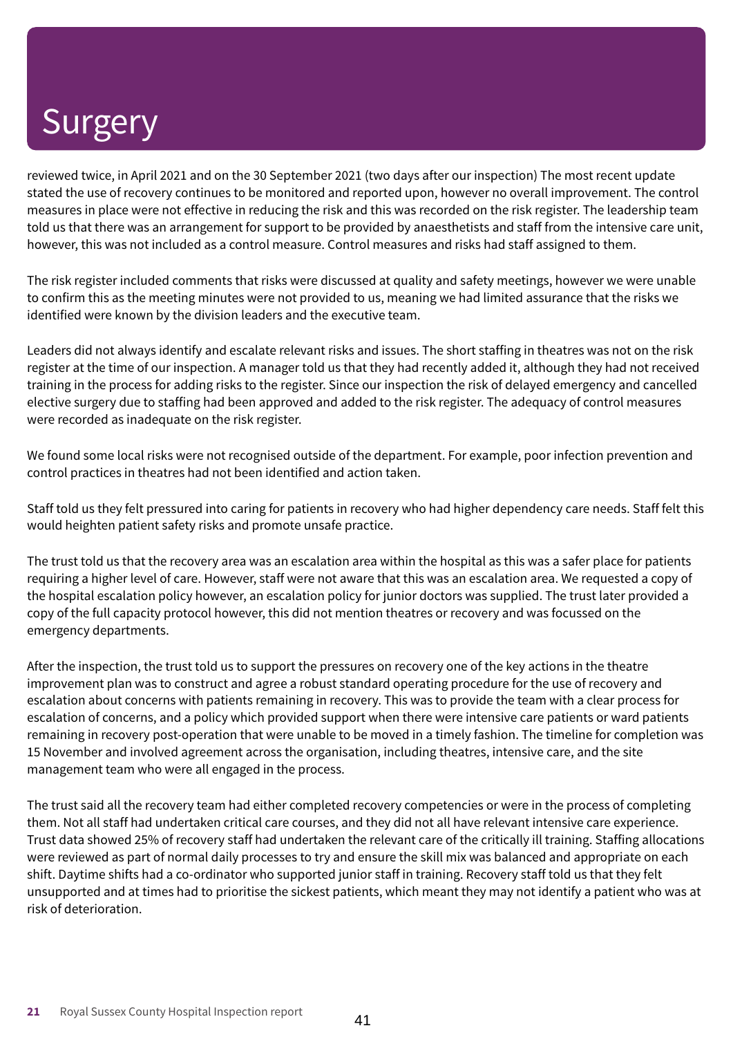# Surgery

reviewed twice, in April 2021 and on the 30 September 2021 (two days after our inspection) The most recent update stated the use of recovery continues to be monitored and reported upon, however no overall improvement. The control measures in place were not effective in reducing the risk and this was recorded on the risk register. The leadership team told us that there was an arrangement for support to be provided by anaesthetists and staff from the intensive care unit, however, this was not included as a control measure. Control measures and risks had staff assigned to them.

The risk register included comments that risks were discussed at quality and safety meetings, however we were unable to confirm this as the meeting minutes were not provided to us, meaning we had limited assurance that the risks we identified were known by the division leaders and the executive team.

Leaders did not always identify and escalate relevant risks and issues. The short staffing in theatres was not on the risk register at the time of our inspection. A manager told us that they had recently added it, although they had not received training in the process for adding risks to the register. Since our inspection the risk of delayed emergency and cancelled elective surgery due to staffing had been approved and added to the risk register. The adequacy of control measures were recorded as inadequate on the risk register.

We found some local risks were not recognised outside of the department. For example, poor infection prevention and control practices in theatres had not been identified and action taken.

Staff told us they felt pressured into caring for patients in recovery who had higher dependency care needs. Staff felt this would heighten patient safety risks and promote unsafe practice.

The trust told us that the recovery area was an escalation area within the hospital as this was a safer place for patients requiring a higher level of care. However, staff were not aware that this was an escalation area. We requested a copy of the hospital escalation policy however, an escalation policy for junior doctors was supplied. The trust later provided a copy of the full capacity protocol however, this did not mention theatres or recovery and was focussed on the emergency departments.

After the inspection, the trust told us to support the pressures on recovery one of the key actions in the theatre improvement plan was to construct and agree a robust standard operating procedure for the use of recovery and escalation about concerns with patients remaining in recovery. This was to provide the team with a clear process for escalation of concerns, and a policy which provided support when there were intensive care patients or ward patients remaining in recovery post-operation that were unable to be moved in a timely fashion. The timeline for completion was 15 November and involved agreement across the organisation, including theatres, intensive care, and the site management team who were all engaged in the process.

The trust said all the recovery team had either completed recovery competencies or were in the process of completing them. Not all staff had undertaken critical care courses, and they did not all have relevant intensive care experience. Trust data showed 25% of recovery staff had undertaken the relevant care of the critically ill training. Staffing allocations were reviewed as part of normal daily processes to try and ensure the skill mix was balanced and appropriate on each shift. Daytime shifts had a co-ordinator who supported junior staff in training. Recovery staff told us that they felt unsupported and at times had to prioritise the sickest patients, which meant they may not identify a patient who was at risk of deterioration.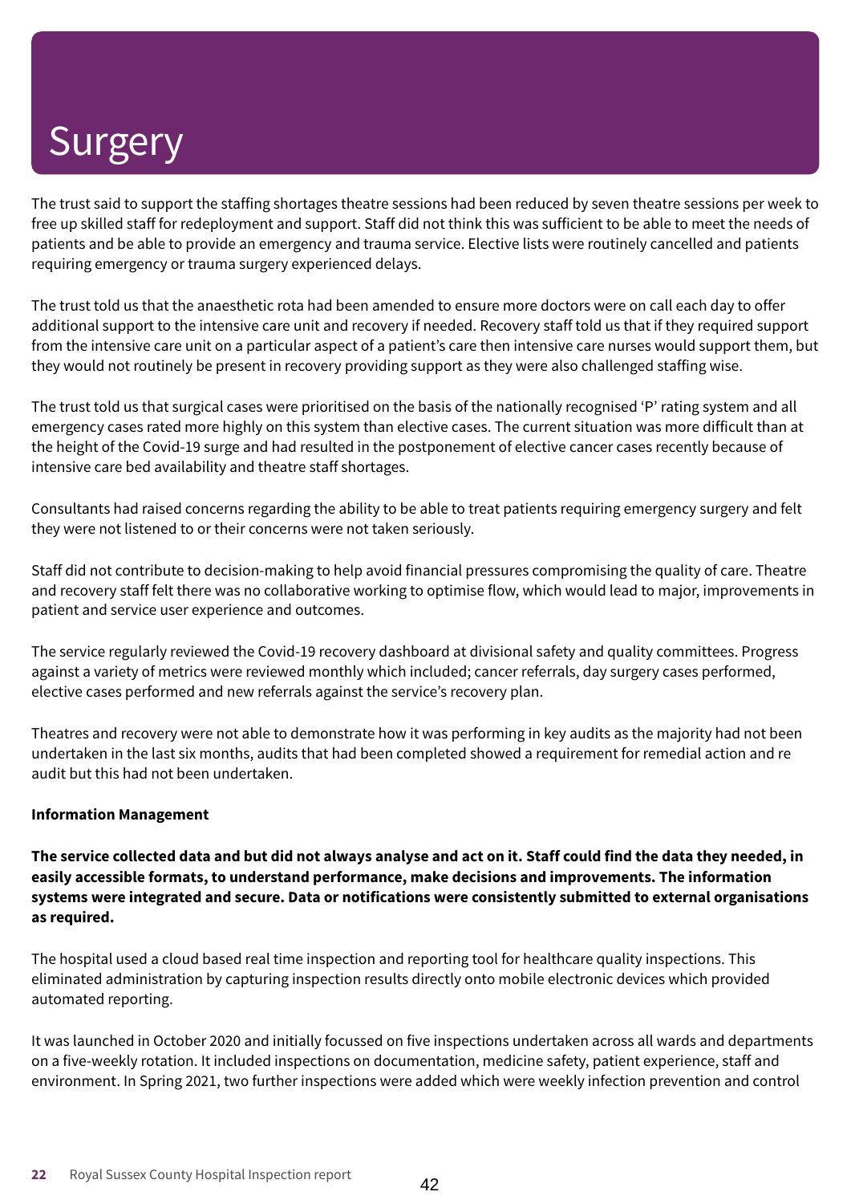# Surgery

The trust said to support the staffing shortages theatre sessions had been reduced by seven theatre sessions per week to free up skilled staff for redeployment and support. Staff did not think this was sufficient to be able to meet the needs of patients and be able to provide an emergency and trauma service. Elective lists were routinely cancelled and patients requiring emergency or trauma surgery experienced delays.

The trust told us that the anaesthetic rota had been amended to ensure more doctors were on call each day to offer additional support to the intensive care unit and recovery if needed. Recovery staff told us that if they required support from the intensive care unit on a particular aspect of a patient's care then intensive care nurses would support them, but they would not routinely be present in recovery providing support as they were also challenged staffing wise.

The trust told us that surgical cases were prioritised on the basis of the nationally recognised 'P' rating system and all emergency cases rated more highly on this system than elective cases. The current situation was more difficult than at the height of the Covid-19 surge and had resulted in the postponement of elective cancer cases recently because of intensive care bed availability and theatre staff shortages.

Consultants had raised concerns regarding the ability to be able to treat patients requiring emergency surgery and felt they were not listened to or their concerns were not taken seriously.

Staff did not contribute to decision-making to help avoid financial pressures compromising the quality of care. Theatre and recovery staff felt there was no collaborative working to optimise flow, which would lead to major, improvements in patient and service user experience and outcomes.

The service regularly reviewed the Covid-19 recovery dashboard at divisional safety and quality committees. Progress against a variety of metrics were reviewed monthly which included; cancer referrals, day surgery cases performed, elective cases performed and new referrals against the service's recovery plan.

Theatres and recovery were not able to demonstrate how it was performing in key audits as the majority had not been undertaken in the last six months, audits that had been completed showed a requirement for remedial action and re audit but this had not been undertaken.

**Information Management**

**The service collected data and but did not always analyse and act on it. Staff could find the data they needed, in easily accessible formats, to understand performance, make decisions and improvements. The information systems were integrated and secure. Data or notifications were consistently submitted to external organisations as required.**

The hospital used a cloud based real time inspection and reporting tool for healthcare quality inspections. This eliminated administration by capturing inspection results directly onto mobile electronic devices which provided automated reporting.

It was launched in October 2020 and initially focussed on five inspections undertaken across all wards and departments on a five-weekly rotation. It included inspections on documentation, medicine safety, patient experience, staff and environment. In Spring 2021, two further inspections were added which were weekly infection prevention and control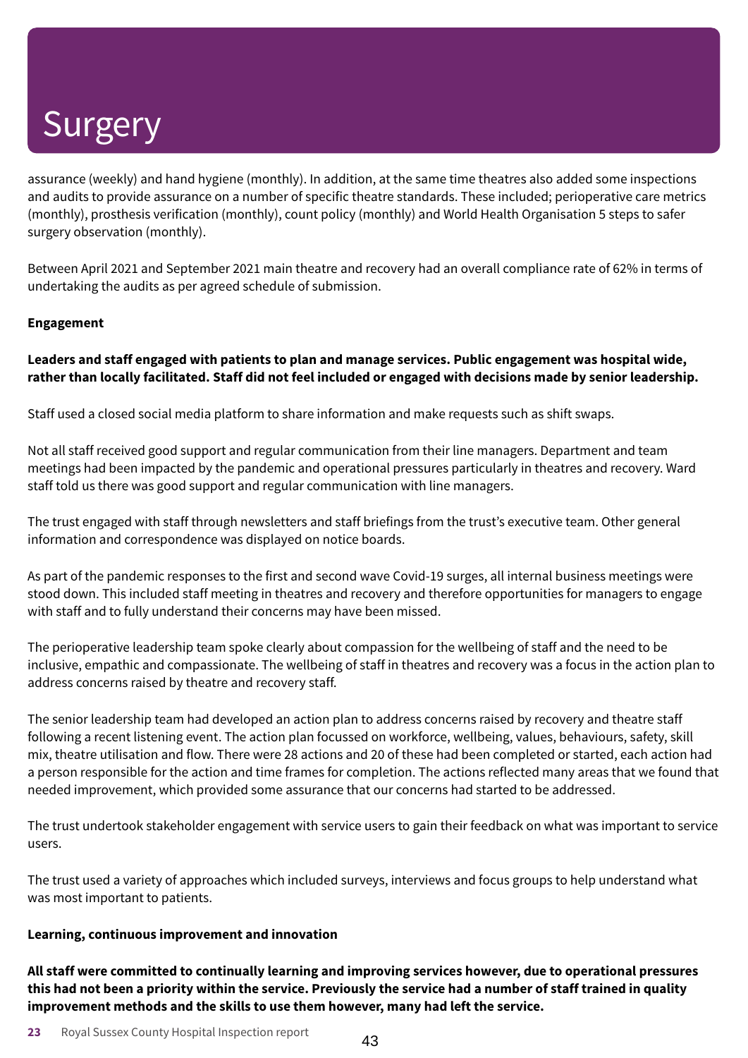# Surgery

assurance (weekly) and hand hygiene (monthly). In addition, at the same time theatres also added some inspections and audits to provide assurance on a number of specific theatre standards. These included; perioperative care metrics (monthly), prosthesis verification (monthly), count policy (monthly) and World Health Organisation 5 steps to safer surgery observation (monthly).

Between April 2021 and September 2021 main theatre and recovery had an overall compliance rate of 62% in terms of undertaking the audits as per agreed schedule of submission.

**Engagement**

**Leaders and staff engaged with patients to plan and manage services. Public engagement was hospital wide, rather than locally facilitated. Staff did not feel included or engaged with decisions made by senior leadership.**

Staff used a closed social media platform to share information and make requests such as shift swaps.

Not all staff received good support and regular communication from their line managers. Department and team meetings had been impacted by the pandemic and operational pressures particularly in theatres and recovery. Ward staff told us there was good support and regular communication with line managers.

The trust engaged with staff through newsletters and staff briefings from the trust's executive team. Other general information and correspondence was displayed on notice boards.

As part of the pandemic responses to the first and second wave Covid-19 surges, all internal business meetings were stood down. This included staff meeting in theatres and recovery and therefore opportunities for managers to engage with staff and to fully understand their concerns may have been missed.

The perioperative leadership team spoke clearly about compassion for the wellbeing of staff and the need to be inclusive, empathic and compassionate. The wellbeing of staff in theatres and recovery was a focus in the action plan to address concerns raised by theatre and recovery staff.

The senior leadership team had developed an action plan to address concerns raised by recovery and theatre staff following a recent listening event. The action plan focussed on workforce, wellbeing, values, behaviours, safety, skill mix, theatre utilisation and flow. There were 28 actions and 20 of these had been completed or started, each action had a person responsible for the action and time frames for completion. The actions reflected many areas that we found that needed improvement, which provided some assurance that our concerns had started to be addressed.

The trust undertook stakeholder engagement with service users to gain their feedback on what was important to service users.

The trust used a variety of approaches which included surveys, interviews and focus groups to help understand what was most important to patients.

**Learning, continuous improvement and innovation**

**All staff were committed to continually learning and improving services however, due to operational pressures this had not been a priority within the service. Previously the service had a number of staff trained in quality improvement methods and the skills to use them however, many had left the service.**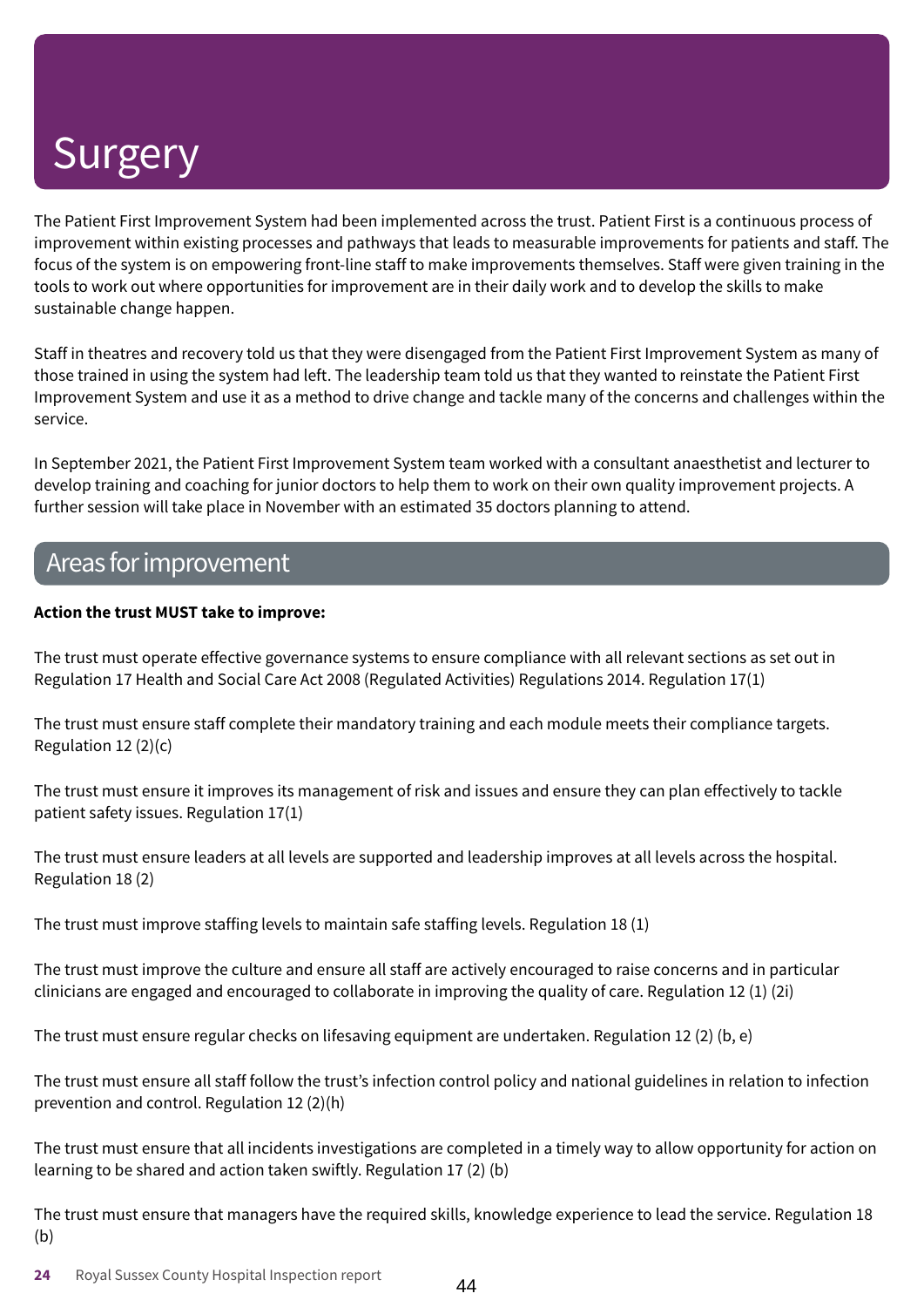# Surgery

The Patient First Improvement System had been implemented across the trust. Patient First is a continuous process of improvement within existing processes and pathways that leads to measurable improvements for patients and staff. The focus of the system is on empowering front-line staff to make improvements themselves. Staff were given training in the tools to work out where opportunities for improvement are in their daily work and to develop the skills to make sustainable change happen.

Staff in theatres and recovery told us that they were disengaged from the Patient First Improvement System as many of those trained in using the system had left. The leadership team told us that they wanted to reinstate the Patient First Improvement System and use it as a method to drive change and tackle many of the concerns and challenges within the service.

In September 2021, the Patient First Improvement System team worked with a consultant anaesthetist and lecturer to develop training and coaching for junior doctors to help them to work on their own quality improvement projects. A further session will take place in November with an estimated 35 doctors planning to attend.

## Areas for improvement

**Action the trust MUST take to improve:**

The trust must operate effective governance systems to ensure compliance with all relevant sections as set out in Regulation 17 Health and Social Care Act 2008 (Regulated Activities) Regulations 2014. Regulation 17(1)

The trust must ensure staff complete their mandatory training and each module meets their compliance targets. Regulation 12 (2)(c)

The trust must ensure it improves its management of risk and issues and ensure they can plan effectively to tackle patient safety issues. Regulation 17(1)

The trust must ensure leaders at all levels are supported and leadership improves at all levels across the hospital. Regulation 18 (2)

The trust must improve staffing levels to maintain safe staffing levels. Regulation 18 (1)

The trust must improve the culture and ensure all staff are actively encouraged to raise concerns and in particular clinicians are engaged and encouraged to collaborate in improving the quality of care. Regulation 12 (1) (2i)

The trust must ensure regular checks on lifesaving equipment are undertaken. Regulation 12 (2) (b, e)

The trust must ensure all staff follow the trust's infection control policy and national guidelines in relation to infection prevention and control. Regulation 12 (2)(h)

The trust must ensure that all incidents investigations are completed in a timely way to allow opportunity for action on learning to be shared and action taken swiftly. Regulation 17 (2) (b)

The trust must ensure that managers have the required skills, knowledge experience to lead the service. Regulation 18 (b)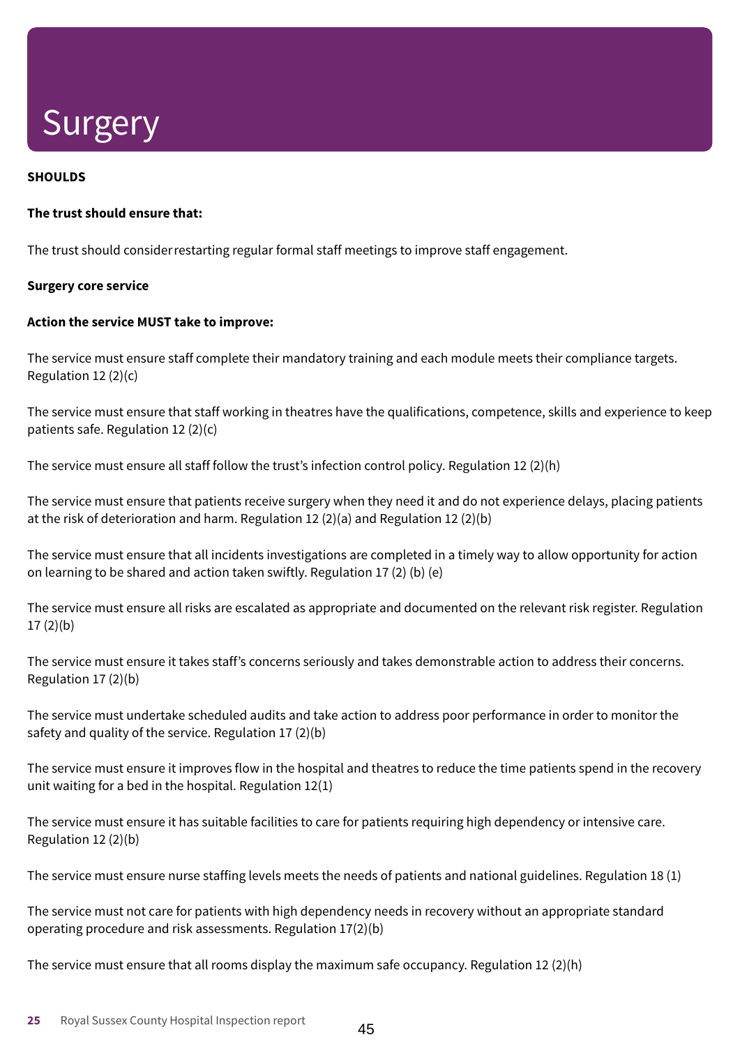# Surgery

**SHOULDS**

**The trust should ensure that:**

The trust should consider restarting regular formal staff meetings to improve staff engagement.

**Surgery core service**

**Action the service MUST take to improve:**

The service must ensure staff complete their mandatory training and each module meets their compliance targets. Regulation 12 (2)(c)

The service must ensure that staff working in theatres have the qualifications, competence, skills and experience to keep patients safe. Regulation 12 (2)(c)

The service must ensure all staff follow the trust's infection control policy. Regulation 12 (2)(h)

The service must ensure that patients receive surgery when they need it and do not experience delays, placing patients at the risk of deterioration and harm. Regulation 12 (2)(a) and Regulation 12 (2)(b)

The service must ensure that all incidents investigations are completed in a timely way to allow opportunity for action on learning to be shared and action taken swiftly. Regulation 17 (2) (b) (e)

The service must ensure all risks are escalated as appropriate and documented on the relevant risk register. Regulation 17 (2)(b)

The service must ensure it takes staff's concerns seriously and takes demonstrable action to address their concerns. Regulation 17 (2)(b)

The service must undertake scheduled audits and take action to address poor performance in order to monitor the safety and quality of the service. Regulation 17 (2)(b)

The service must ensure it improves flow in the hospital and theatres to reduce the time patients spend in the recovery unit waiting for a bed in the hospital. Regulation 12(1)

The service must ensure it has suitable facilities to care for patients requiring high dependency or intensive care. Regulation 12 (2)(b)

The service must ensure nurse staffing levels meets the needs of patients and national guidelines. Regulation 18 (1)

The service must not care for patients with high dependency needs in recovery without an appropriate standard operating procedure and risk assessments. Regulation 17(2)(b)

The service must ensure that all rooms display the maximum safe occupancy. Regulation 12 (2)(h)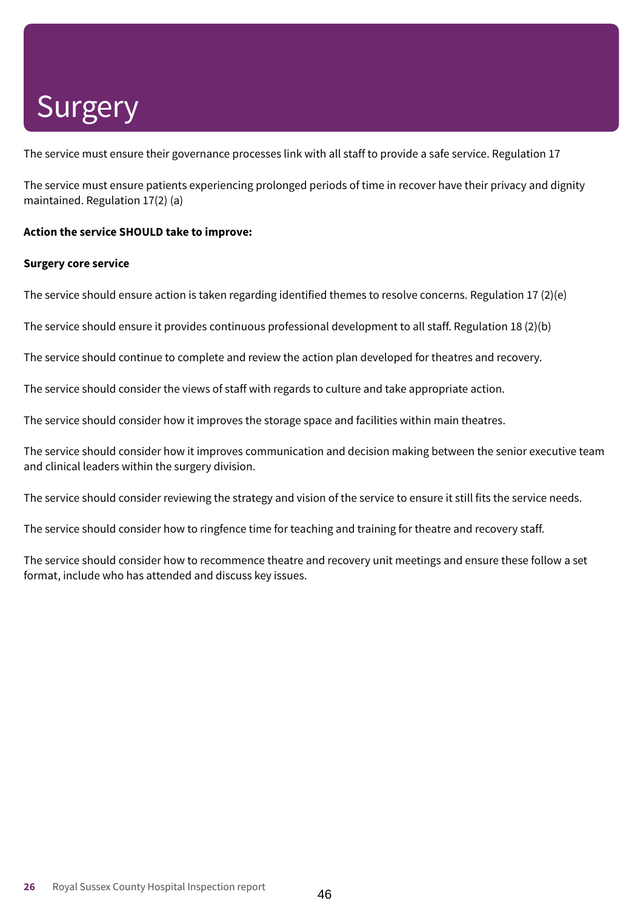# Surgery

The service must ensure their governance processes link with all staff to provide a safe service. Regulation 17

The service must ensure patients experiencing prolonged periods of time in recover have their privacy and dignity maintained. Regulation 17(2) (a)

**Action the service SHOULD take to improve:**

**Surgery core service**

The service should ensure action is taken regarding identified themes to resolve concerns. Regulation 17 (2)(e)

The service should ensure it provides continuous professional development to all staff. Regulation 18 (2)(b)

The service should continue to complete and review the action plan developed for theatres and recovery.

The service should consider the views of staff with regards to culture and take appropriate action.

The service should consider how it improves the storage space and facilities within main theatres.

The service should consider how it improves communication and decision making between the senior executive team and clinical leaders within the surgery division.

The service should consider reviewing the strategy and vision of the service to ensure it still fits the service needs.

The service should consider how to ringfence time for teaching and training for theatre and recovery staff.

The service should consider how to recommence theatre and recovery unit meetings and ensure these follow a set format, include who has attended and discuss key issues.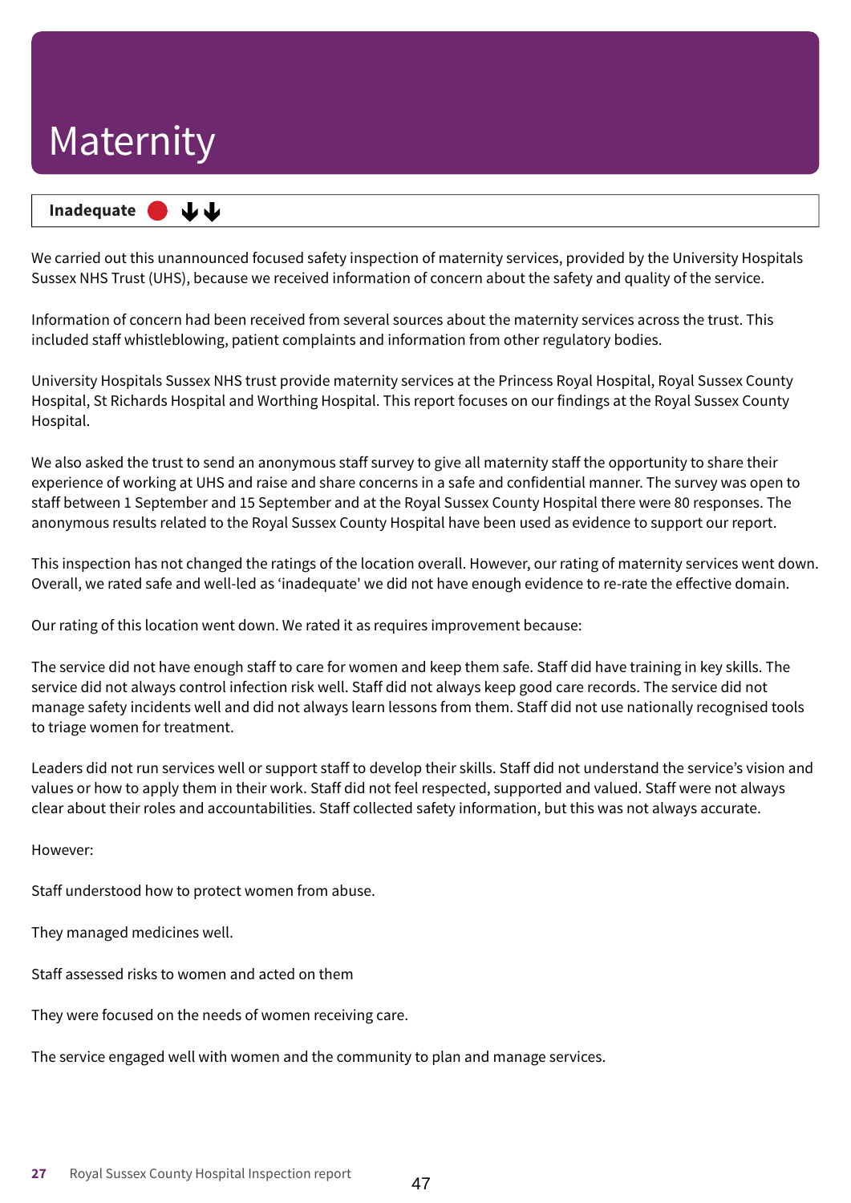# Maternity

**Inadequate** ⬇⬇

We carried out this unannounced focused safety inspection of maternity services, provided by the University Hospitals Sussex NHS Trust (UHS), because we received information of concern about the safety and quality of the service.

Information of concern had been received from several sources about the maternity services across the trust. This included staff whistleblowing, patient complaints and information from other regulatory bodies.

University Hospitals Sussex NHS trust provide maternity services at the Princess Royal Hospital, Royal Sussex County Hospital, St Richards Hospital and Worthing Hospital. This report focuses on our findings at the Royal Sussex County Hospital.

We also asked the trust to send an anonymous staff survey to give all maternity staff the opportunity to share their experience of working at UHS and raise and share concerns in a safe and confidential manner. The survey was open to staff between 1 September and 15 September and at the Royal Sussex County Hospital there were 80 responses. The anonymous results related to the Royal Sussex County Hospital have been used as evidence to support our report.

This inspection has not changed the ratings of the location overall. However, our rating of maternity services went down. Overall, we rated safe and well-led as 'inadequate' we did not have enough evidence to re-rate the effective domain.

Our rating of this location went down. We rated it as requires improvement because:

The service did not have enough staff to care for women and keep them safe. Staff did have training in key skills. The service did not always control infection risk well. Staff did not always keep good care records. The service did not manage safety incidents well and did not always learn lessons from them. Staff did not use nationally recognised tools to triage women for treatment.

Leaders did not run services well or support staff to develop their skills. Staff did not understand the service's vision and values or how to apply them in their work. Staff did not feel respected, supported and valued. Staff were not always clear about their roles and accountabilities. Staff collected safety information, but this was not always accurate.

However:

Staff understood how to protect women from abuse.

They managed medicines well.

Staff assessed risks to women and acted on them

They were focused on the needs of women receiving care.

The service engaged well with women and the community to plan and manage services.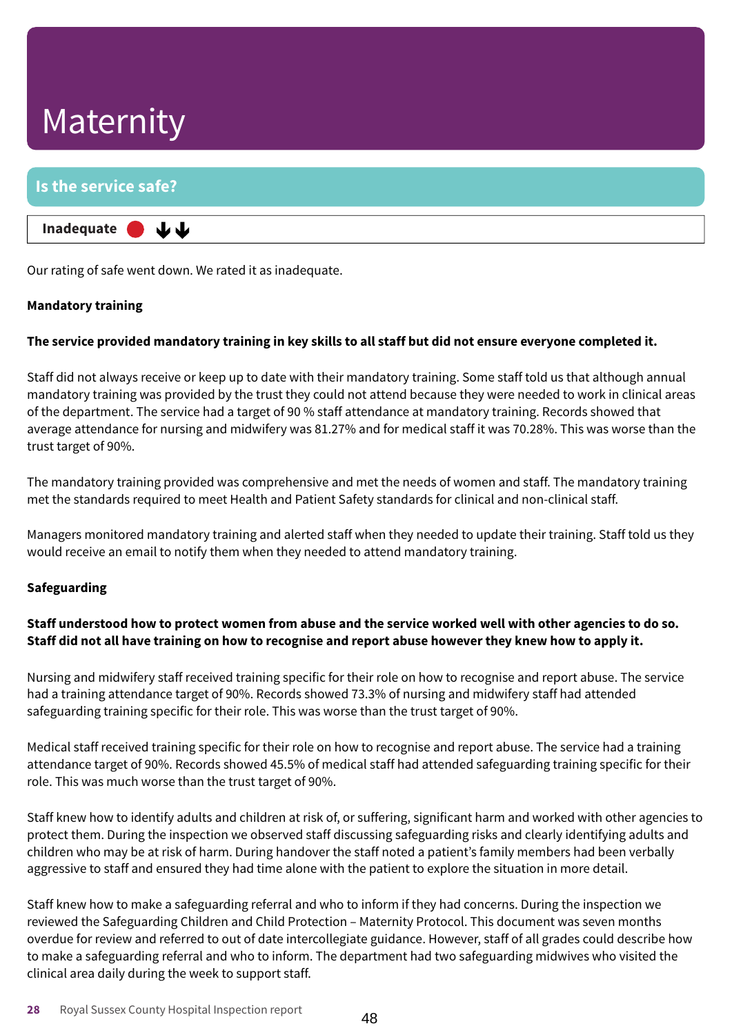# Maternity

## Is the service safe?

**Inadequate** ⬇⬇

Our rating of safe went down. We rated it as inadequate.

**Mandatory training**

**The service provided mandatory training in key skills to all staff but did not ensure everyone completed it.**

Staff did not always receive or keep up to date with their mandatory training. Some staff told us that although annual mandatory training was provided by the trust they could not attend because they were needed to work in clinical areas of the department. The service had a target of 90 % staff attendance at mandatory training. Records showed that average attendance for nursing and midwifery was 81.27% and for medical staff it was 70.28%. This was worse than the trust target of 90%.

The mandatory training provided was comprehensive and met the needs of women and staff. The mandatory training met the standards required to meet Health and Patient Safety standards for clinical and non-clinical staff.

Managers monitored mandatory training and alerted staff when they needed to update their training. Staff told us they would receive an email to notify them when they needed to attend mandatory training.

**Safeguarding**

**Staff understood how to protect women from abuse and the service worked well with other agencies to do so. Staff did not all have training on how to recognise and report abuse however they knew how to apply it.**

Nursing and midwifery staff received training specific for their role on how to recognise and report abuse. The service had a training attendance target of 90%. Records showed 73.3% of nursing and midwifery staff had attended safeguarding training specific for their role. This was worse than the trust target of 90%.

Medical staff received training specific for their role on how to recognise and report abuse. The service had a training attendance target of 90%. Records showed 45.5% of medical staff had attended safeguarding training specific for their role. This was much worse than the trust target of 90%.

Staff knew how to identify adults and children at risk of, or suffering, significant harm and worked with other agencies to protect them. During the inspection we observed staff discussing safeguarding risks and clearly identifying adults and children who may be at risk of harm. During handover the staff noted a patient's family members had been verbally aggressive to staff and ensured they had time alone with the patient to explore the situation in more detail.

Staff knew how to make a safeguarding referral and who to inform if they had concerns. During the inspection we reviewed the Safeguarding Children and Child Protection – Maternity Protocol. This document was seven months overdue for review and referred to out of date intercollegiate guidance. However, staff of all grades could describe how to make a safeguarding referral and who to inform. The department had two safeguarding midwives who visited the clinical area daily during the week to support staff.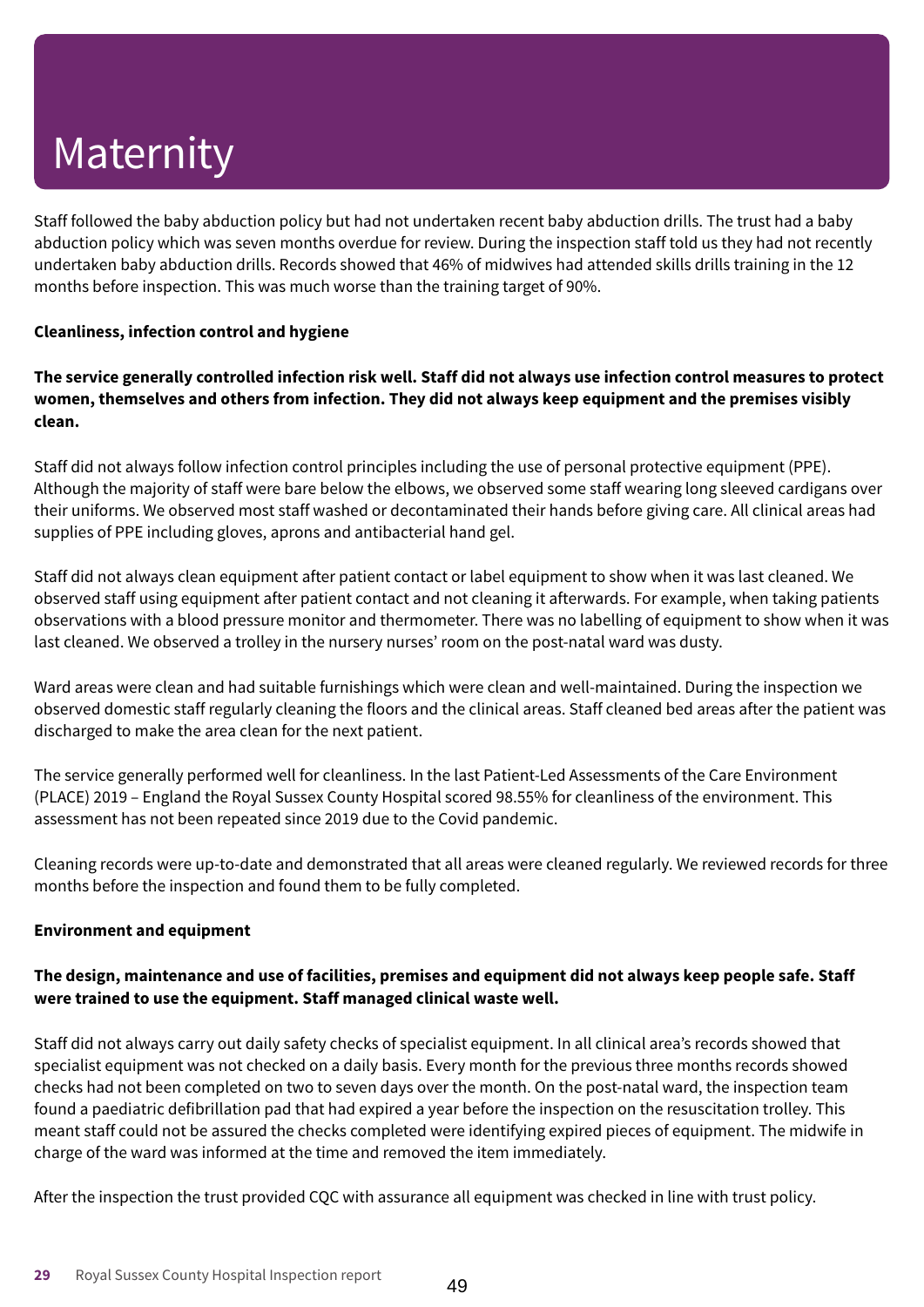# Maternity

Staff followed the baby abduction policy but had not undertaken recent baby abduction drills. The trust had a baby abduction policy which was seven months overdue for review. During the inspection staff told us they had not recently undertaken baby abduction drills. Records showed that 46% of midwives had attended skills drills training in the 12 months before inspection. This was much worse than the training target of 90%.

**Cleanliness, infection control and hygiene**

**The service generally controlled infection risk well. Staff did not always use infection control measures to protect women, themselves and others from infection. They did not always keep equipment and the premises visibly clean.**

Staff did not always follow infection control principles including the use of personal protective equipment (PPE). Although the majority of staff were bare below the elbows, we observed some staff wearing long sleeved cardigans over their uniforms. We observed most staff washed or decontaminated their hands before giving care. All clinical areas had supplies of PPE including gloves, aprons and antibacterial hand gel.

Staff did not always clean equipment after patient contact or label equipment to show when it was last cleaned. We observed staff using equipment after patient contact and not cleaning it afterwards. For example, when taking patients observations with a blood pressure monitor and thermometer. There was no labelling of equipment to show when it was last cleaned. We observed a trolley in the nursery nurses' room on the post-natal ward was dusty.

Ward areas were clean and had suitable furnishings which were clean and well-maintained. During the inspection we observed domestic staff regularly cleaning the floors and the clinical areas. Staff cleaned bed areas after the patient was discharged to make the area clean for the next patient.

The service generally performed well for cleanliness. In the last Patient-Led Assessments of the Care Environment (PLACE) 2019 – England the Royal Sussex County Hospital scored 98.55% for cleanliness of the environment. This assessment has not been repeated since 2019 due to the Covid pandemic.

Cleaning records were up-to-date and demonstrated that all areas were cleaned regularly. We reviewed records for three months before the inspection and found them to be fully completed.

**Environment and equipment**

**The design, maintenance and use of facilities, premises and equipment did not always keep people safe. Staff were trained to use the equipment. Staff managed clinical waste well.**

Staff did not always carry out daily safety checks of specialist equipment. In all clinical area's records showed that specialist equipment was not checked on a daily basis. Every month for the previous three months records showed checks had not been completed on two to seven days over the month. On the post-natal ward, the inspection team found a paediatric defibrillation pad that had expired a year before the inspection on the resuscitation trolley. This meant staff could not be assured the checks completed were identifying expired pieces of equipment. The midwife in charge of the ward was informed at the time and removed the item immediately.

After the inspection the trust provided CQC with assurance all equipment was checked in line with trust policy.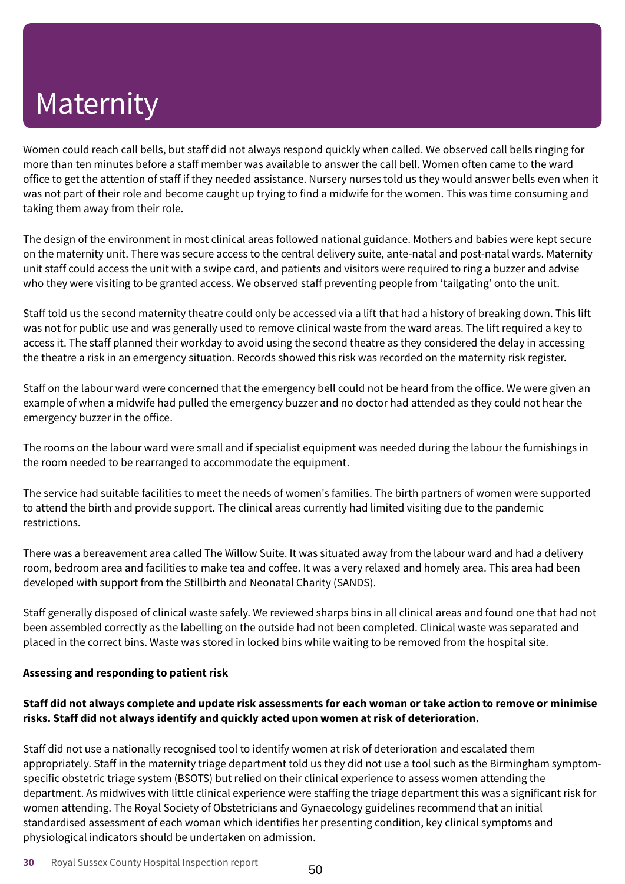# Maternity

Women could reach call bells, but staff did not always respond quickly when called. We observed call bells ringing for more than ten minutes before a staff member was available to answer the call bell. Women often came to the ward office to get the attention of staff if they needed assistance. Nursery nurses told us they would answer bells even when it was not part of their role and become caught up trying to find a midwife for the women. This was time consuming and taking them away from their role.

The design of the environment in most clinical areas followed national guidance. Mothers and babies were kept secure on the maternity unit. There was secure access to the central delivery suite, ante-natal and post-natal wards. Maternity unit staff could access the unit with a swipe card, and patients and visitors were required to ring a buzzer and advise who they were visiting to be granted access. We observed staff preventing people from 'tailgating' onto the unit.

Staff told us the second maternity theatre could only be accessed via a lift that had a history of breaking down. This lift was not for public use and was generally used to remove clinical waste from the ward areas. The lift required a key to access it. The staff planned their workday to avoid using the second theatre as they considered the delay in accessing the theatre a risk in an emergency situation. Records showed this risk was recorded on the maternity risk register.

Staff on the labour ward were concerned that the emergency bell could not be heard from the office. We were given an example of when a midwife had pulled the emergency buzzer and no doctor had attended as they could not hear the emergency buzzer in the office.

The rooms on the labour ward were small and if specialist equipment was needed during the labour the furnishings in the room needed to be rearranged to accommodate the equipment.

The service had suitable facilities to meet the needs of women's families. The birth partners of women were supported to attend the birth and provide support. The clinical areas currently had limited visiting due to the pandemic restrictions.

There was a bereavement area called The Willow Suite. It was situated away from the labour ward and had a delivery room, bedroom area and facilities to make tea and coffee. It was a very relaxed and homely area. This area had been developed with support from the Stillbirth and Neonatal Charity (SANDS).

Staff generally disposed of clinical waste safely. We reviewed sharps bins in all clinical areas and found one that had not been assembled correctly as the labelling on the outside had not been completed. Clinical waste was separated and placed in the correct bins. Waste was stored in locked bins while waiting to be removed from the hospital site.

**Assessing and responding to patient risk**

**Staff did not always complete and update risk assessments for each woman or take action to remove or minimise risks. Staff did not always identify and quickly acted upon women at risk of deterioration.**

Staff did not use a nationally recognised tool to identify women at risk of deterioration and escalated them appropriately. Staff in the maternity triage department told us they did not use a tool such as the Birmingham symptom-specific obstetric triage system (BSOTS) but relied on their clinical experience to assess women attending the department. As midwives with little clinical experience were staffing the triage department this was a significant risk for women attending. The Royal Society of Obstetricians and Gynaecology guidelines recommend that an initial standardised assessment of each woman which identifies her presenting condition, key clinical symptoms and physiological indicators should be undertaken on admission.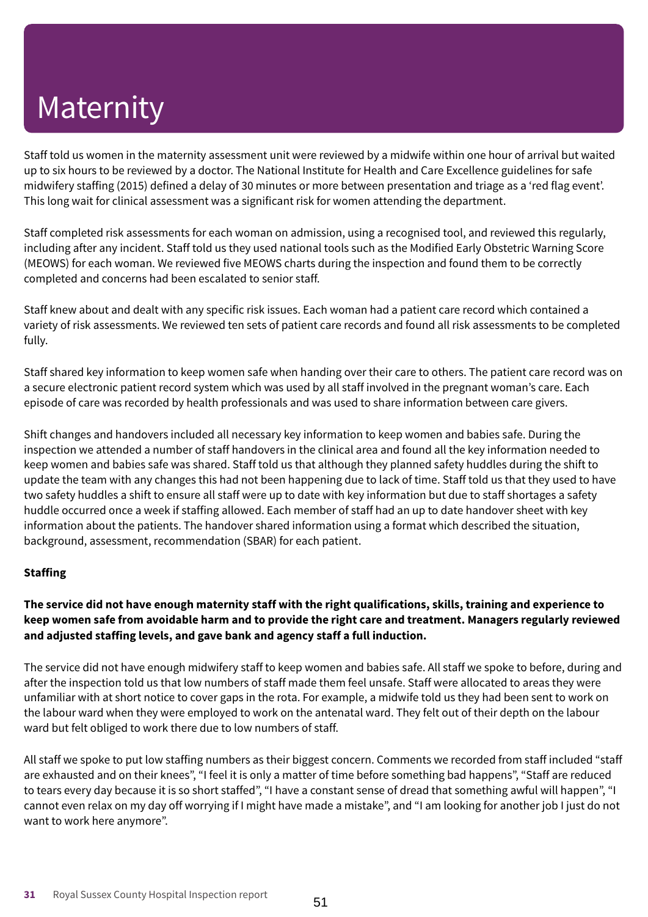# Maternity

Staff told us women in the maternity assessment unit were reviewed by a midwife within one hour of arrival but waited up to six hours to be reviewed by a doctor. The National Institute for Health and Care Excellence guidelines for safe midwifery staffing (2015) defined a delay of 30 minutes or more between presentation and triage as a 'red flag event'. This long wait for clinical assessment was a significant risk for women attending the department.

Staff completed risk assessments for each woman on admission, using a recognised tool, and reviewed this regularly, including after any incident. Staff told us they used national tools such as the Modified Early Obstetric Warning Score (MEOWS) for each woman. We reviewed five MEOWS charts during the inspection and found them to be correctly completed and concerns had been escalated to senior staff.

Staff knew about and dealt with any specific risk issues. Each woman had a patient care record which contained a variety of risk assessments. We reviewed ten sets of patient care records and found all risk assessments to be completed fully.

Staff shared key information to keep women safe when handing over their care to others. The patient care record was on a secure electronic patient record system which was used by all staff involved in the pregnant woman's care. Each episode of care was recorded by health professionals and was used to share information between care givers.

Shift changes and handovers included all necessary key information to keep women and babies safe. During the inspection we attended a number of staff handovers in the clinical area and found all the key information needed to keep women and babies safe was shared. Staff told us that although they planned safety huddles during the shift to update the team with any changes this had not been happening due to lack of time. Staff told us that they used to have two safety huddles a shift to ensure all staff were up to date with key information but due to staff shortages a safety huddle occurred once a week if staffing allowed. Each member of staff had an up to date handover sheet with key information about the patients. The handover shared information using a format which described the situation, background, assessment, recommendation (SBAR) for each patient.

**Staffing**

**The service did not have enough maternity staff with the right qualifications, skills, training and experience to keep women safe from avoidable harm and to provide the right care and treatment. Managers regularly reviewed and adjusted staffing levels, and gave bank and agency staff a full induction.**

The service did not have enough midwifery staff to keep women and babies safe. All staff we spoke to before, during and after the inspection told us that low numbers of staff made them feel unsafe. Staff were allocated to areas they were unfamiliar with at short notice to cover gaps in the rota. For example, a midwife told us they had been sent to work on the labour ward when they were employed to work on the antenatal ward. They felt out of their depth on the labour ward but felt obliged to work there due to low numbers of staff.

All staff we spoke to put low staffing numbers as their biggest concern. Comments we recorded from staff included "staff are exhausted and on their knees", "I feel it is only a matter of time before something bad happens", "Staff are reduced to tears every day because it is so short staffed", "I have a constant sense of dread that something awful will happen", "I cannot even relax on my day off worrying if I might have made a mistake", and "I am looking for another job I just do not want to work here anymore".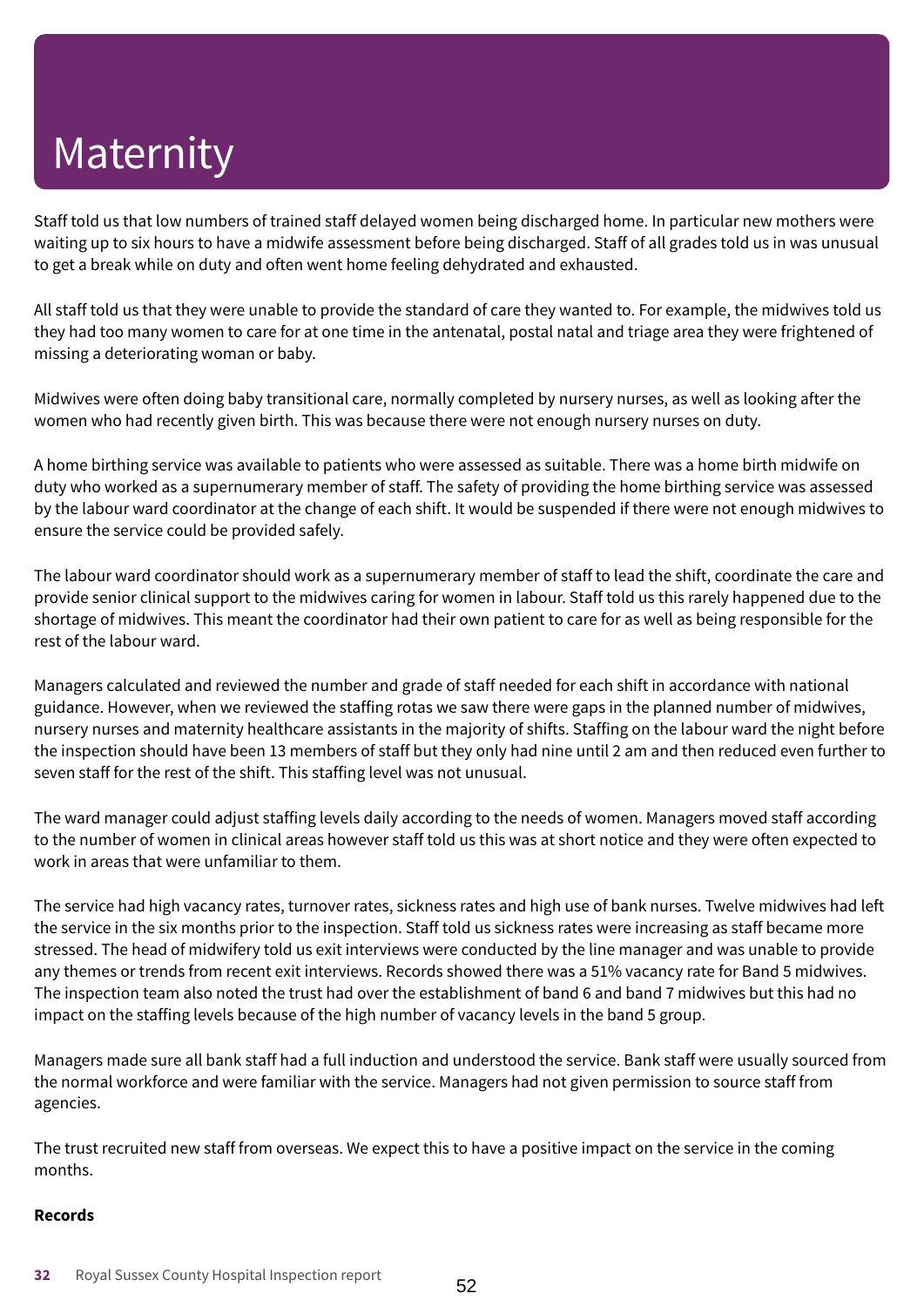# Maternity

Staff told us that low numbers of trained staff delayed women being discharged home. In particular new mothers were waiting up to six hours to have a midwife assessment before being discharged. Staff of all grades told us in was unusual to get a break while on duty and often went home feeling dehydrated and exhausted.

All staff told us that they were unable to provide the standard of care they wanted to. For example, the midwives told us they had too many women to care for at one time in the antenatal, postal natal and triage area they were frightened of missing a deteriorating woman or baby.

Midwives were often doing baby transitional care, normally completed by nursery nurses, as well as looking after the women who had recently given birth. This was because there were not enough nursery nurses on duty.

A home birthing service was available to patients who were assessed as suitable. There was a home birth midwife on duty who worked as a supernumerary member of staff. The safety of providing the home birthing service was assessed by the labour ward coordinator at the change of each shift. It would be suspended if there were not enough midwives to ensure the service could be provided safely.

The labour ward coordinator should work as a supernumerary member of staff to lead the shift, coordinate the care and provide senior clinical support to the midwives caring for women in labour. Staff told us this rarely happened due to the shortage of midwives. This meant the coordinator had their own patient to care for as well as being responsible for the rest of the labour ward.

Managers calculated and reviewed the number and grade of staff needed for each shift in accordance with national guidance. However, when we reviewed the staffing rotas we saw there were gaps in the planned number of midwives, nursery nurses and maternity healthcare assistants in the majority of shifts. Staffing on the labour ward the night before the inspection should have been 13 members of staff but they only had nine until 2 am and then reduced even further to seven staff for the rest of the shift. This staffing level was not unusual.

The ward manager could adjust staffing levels daily according to the needs of women. Managers moved staff according to the number of women in clinical areas however staff told us this was at short notice and they were often expected to work in areas that were unfamiliar to them.

The service had high vacancy rates, turnover rates, sickness rates and high use of bank nurses. Twelve midwives had left the service in the six months prior to the inspection. Staff told us sickness rates were increasing as staff became more stressed. The head of midwifery told us exit interviews were conducted by the line manager and was unable to provide any themes or trends from recent exit interviews. Records showed there was a 51% vacancy rate for Band 5 midwives. The inspection team also noted the trust had over the establishment of band 6 and band 7 midwives but this had no impact on the staffing levels because of the high number of vacancy levels in the band 5 group.

Managers made sure all bank staff had a full induction and understood the service. Bank staff were usually sourced from the normal workforce and were familiar with the service. Managers had not given permission to source staff from agencies.

The trust recruited new staff from overseas. We expect this to have a positive impact on the service in the coming months.

**Records**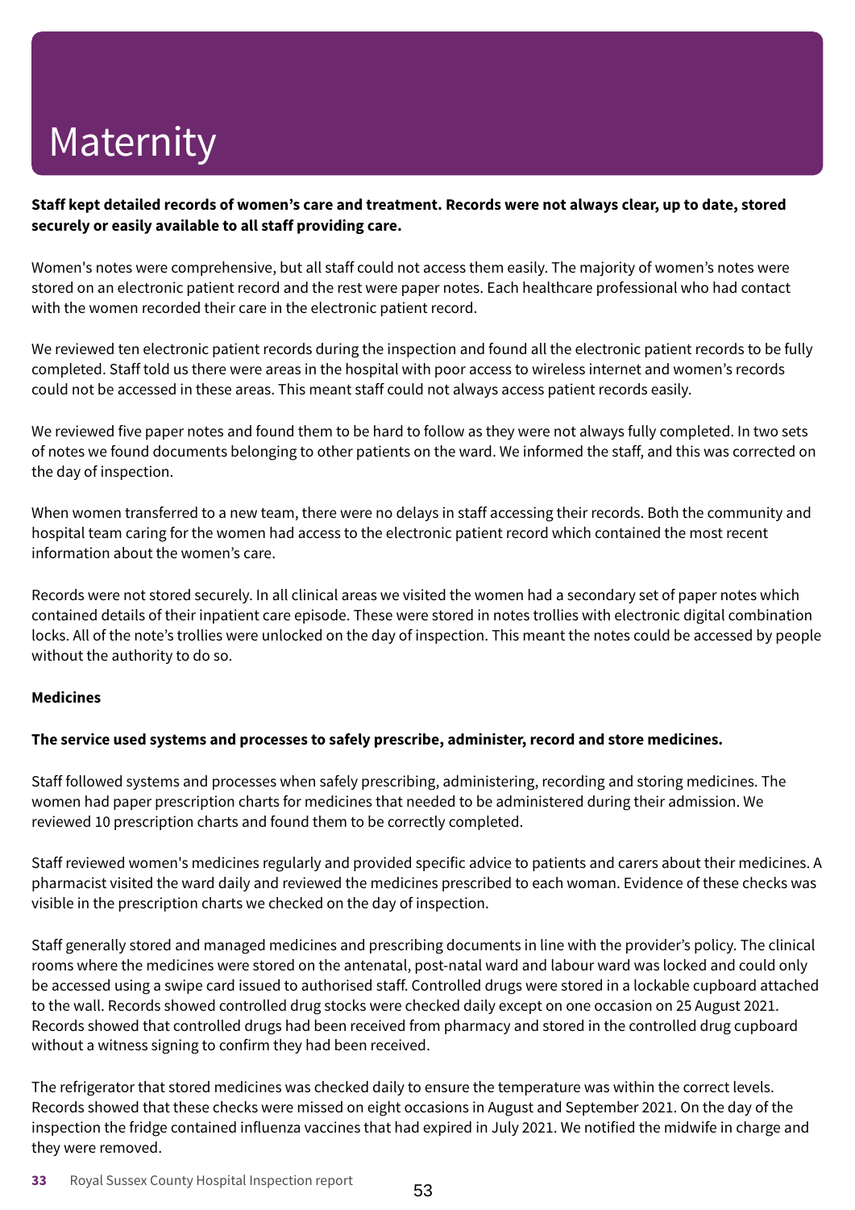# Maternity

**Staff kept detailed records of women's care and treatment. Records were not always clear, up to date, stored securely or easily available to all staff providing care.**

Women's notes were comprehensive, but all staff could not access them easily. The majority of women's notes were stored on an electronic patient record and the rest were paper notes. Each healthcare professional who had contact with the women recorded their care in the electronic patient record.

We reviewed ten electronic patient records during the inspection and found all the electronic patient records to be fully completed. Staff told us there were areas in the hospital with poor access to wireless internet and women's records could not be accessed in these areas. This meant staff could not always access patient records easily.

We reviewed five paper notes and found them to be hard to follow as they were not always fully completed. In two sets of notes we found documents belonging to other patients on the ward. We informed the staff, and this was corrected on the day of inspection.

When women transferred to a new team, there were no delays in staff accessing their records. Both the community and hospital team caring for the women had access to the electronic patient record which contained the most recent information about the women's care.

Records were not stored securely. In all clinical areas we visited the women had a secondary set of paper notes which contained details of their inpatient care episode. These were stored in notes trollies with electronic digital combination locks. All of the note's trollies were unlocked on the day of inspection. This meant the notes could be accessed by people without the authority to do so.

**Medicines**

**The service used systems and processes to safely prescribe, administer, record and store medicines.**

Staff followed systems and processes when safely prescribing, administering, recording and storing medicines. The women had paper prescription charts for medicines that needed to be administered during their admission. We reviewed 10 prescription charts and found them to be correctly completed.

Staff reviewed women's medicines regularly and provided specific advice to patients and carers about their medicines. A pharmacist visited the ward daily and reviewed the medicines prescribed to each woman. Evidence of these checks was visible in the prescription charts we checked on the day of inspection.

Staff generally stored and managed medicines and prescribing documents in line with the provider's policy. The clinical rooms where the medicines were stored on the antenatal, post-natal ward and labour ward was locked and could only be accessed using a swipe card issued to authorised staff. Controlled drugs were stored in a lockable cupboard attached to the wall. Records showed controlled drug stocks were checked daily except on one occasion on 25 August 2021. Records showed that controlled drugs had been received from pharmacy and stored in the controlled drug cupboard without a witness signing to confirm they had been received.

The refrigerator that stored medicines was checked daily to ensure the temperature was within the correct levels. Records showed that these checks were missed on eight occasions in August and September 2021. On the day of the inspection the fridge contained influenza vaccines that had expired in July 2021. We notified the midwife in charge and they were removed.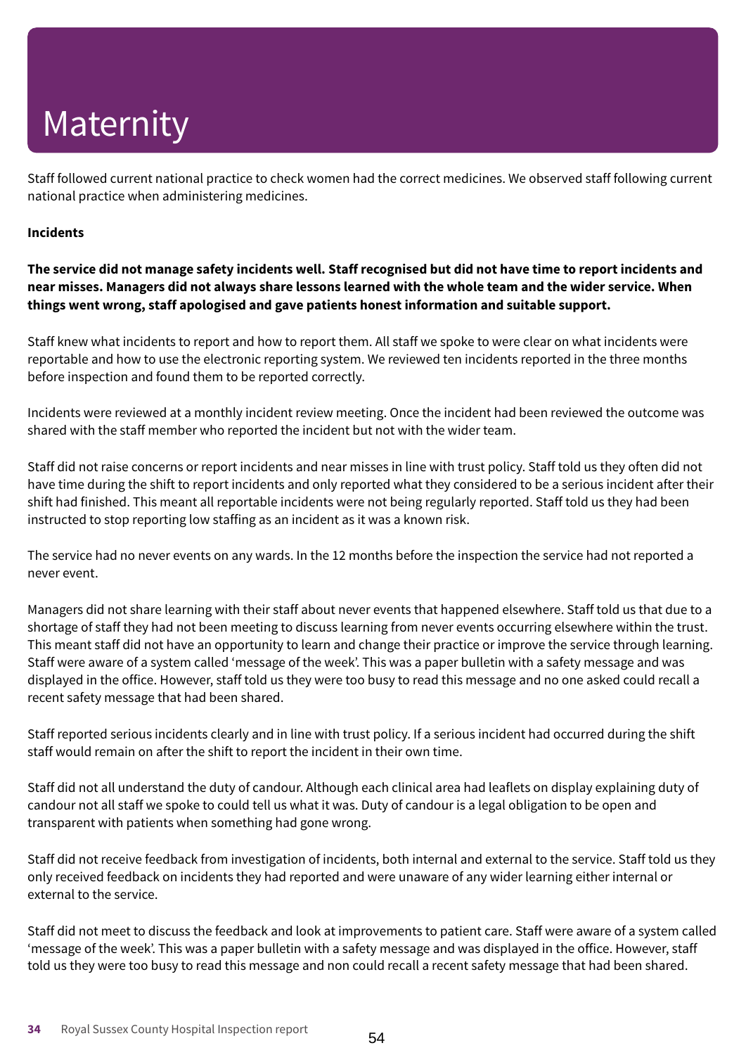# Maternity

Staff followed current national practice to check women had the correct medicines. We observed staff following current national practice when administering medicines.

**Incidents**

**The service did not manage safety incidents well. Staff recognised but did not have time to report incidents and near misses. Managers did not always share lessons learned with the whole team and the wider service. When things went wrong, staff apologised and gave patients honest information and suitable support.**

Staff knew what incidents to report and how to report them. All staff we spoke to were clear on what incidents were reportable and how to use the electronic reporting system. We reviewed ten incidents reported in the three months before inspection and found them to be reported correctly.

Incidents were reviewed at a monthly incident review meeting. Once the incident had been reviewed the outcome was shared with the staff member who reported the incident but not with the wider team.

Staff did not raise concerns or report incidents and near misses in line with trust policy. Staff told us they often did not have time during the shift to report incidents and only reported what they considered to be a serious incident after their shift had finished. This meant all reportable incidents were not being regularly reported. Staff told us they had been instructed to stop reporting low staffing as an incident as it was a known risk.

The service had no never events on any wards. In the 12 months before the inspection the service had not reported a never event.

Managers did not share learning with their staff about never events that happened elsewhere. Staff told us that due to a shortage of staff they had not been meeting to discuss learning from never events occurring elsewhere within the trust. This meant staff did not have an opportunity to learn and change their practice or improve the service through learning. Staff were aware of a system called 'message of the week'. This was a paper bulletin with a safety message and was displayed in the office. However, staff told us they were too busy to read this message and no one asked could recall a recent safety message that had been shared.

Staff reported serious incidents clearly and in line with trust policy. If a serious incident had occurred during the shift staff would remain on after the shift to report the incident in their own time.

Staff did not all understand the duty of candour. Although each clinical area had leaflets on display explaining duty of candour not all staff we spoke to could tell us what it was. Duty of candour is a legal obligation to be open and transparent with patients when something had gone wrong.

Staff did not receive feedback from investigation of incidents, both internal and external to the service. Staff told us they only received feedback on incidents they had reported and were unaware of any wider learning either internal or external to the service.

Staff did not meet to discuss the feedback and look at improvements to patient care. Staff were aware of a system called 'message of the week'. This was a paper bulletin with a safety message and was displayed in the office. However, staff told us they were too busy to read this message and non could recall a recent safety message that had been shared.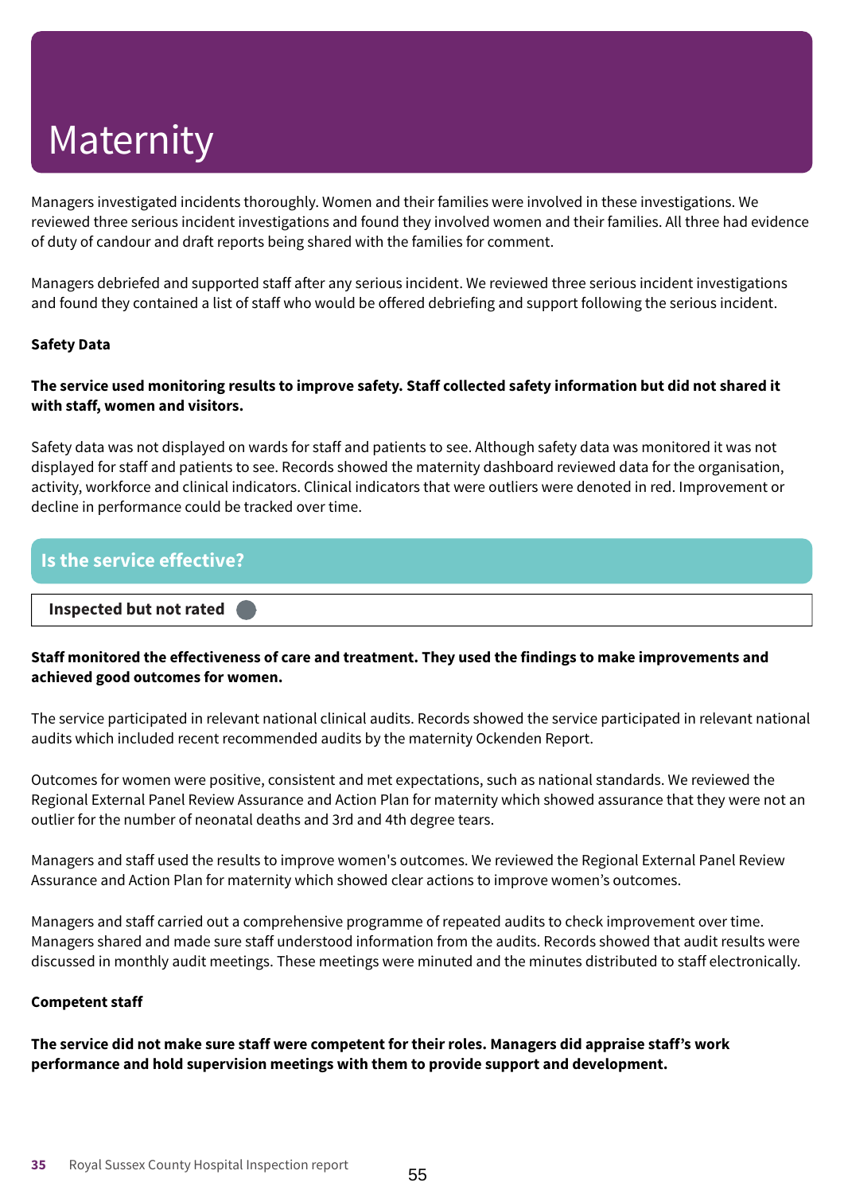# Maternity

Managers investigated incidents thoroughly. Women and their families were involved in these investigations. We reviewed three serious incident investigations and found they involved women and their families. All three had evidence of duty of candour and draft reports being shared with the families for comment.

Managers debriefed and supported staff after any serious incident. We reviewed three serious incident investigations and found they contained a list of staff who would be offered debriefing and support following the serious incident.

**Safety Data**

**The service used monitoring results to improve safety. Staff collected safety information but did not shared it with staff, women and visitors.**

Safety data was not displayed on wards for staff and patients to see. Although safety data was monitored it was not displayed for staff and patients to see. Records showed the maternity dashboard reviewed data for the organisation, activity, workforce and clinical indicators. Clinical indicators that were outliers were denoted in red. Improvement or decline in performance could be tracked over time.

## Is the service effective?

**Inspected but not rated**

**Staff monitored the effectiveness of care and treatment. They used the findings to make improvements and achieved good outcomes for women.**

The service participated in relevant national clinical audits. Records showed the service participated in relevant national audits which included recent recommended audits by the maternity Ockenden Report.

Outcomes for women were positive, consistent and met expectations, such as national standards. We reviewed the Regional External Panel Review Assurance and Action Plan for maternity which showed assurance that they were not an outlier for the number of neonatal deaths and 3rd and 4th degree tears.

Managers and staff used the results to improve women's outcomes. We reviewed the Regional External Panel Review Assurance and Action Plan for maternity which showed clear actions to improve women's outcomes.

Managers and staff carried out a comprehensive programme of repeated audits to check improvement over time. Managers shared and made sure staff understood information from the audits. Records showed that audit results were discussed in monthly audit meetings. These meetings were minuted and the minutes distributed to staff electronically.

**Competent staff**

**The service did not make sure staff were competent for their roles. Managers did appraise staff's work performance and hold supervision meetings with them to provide support and development.**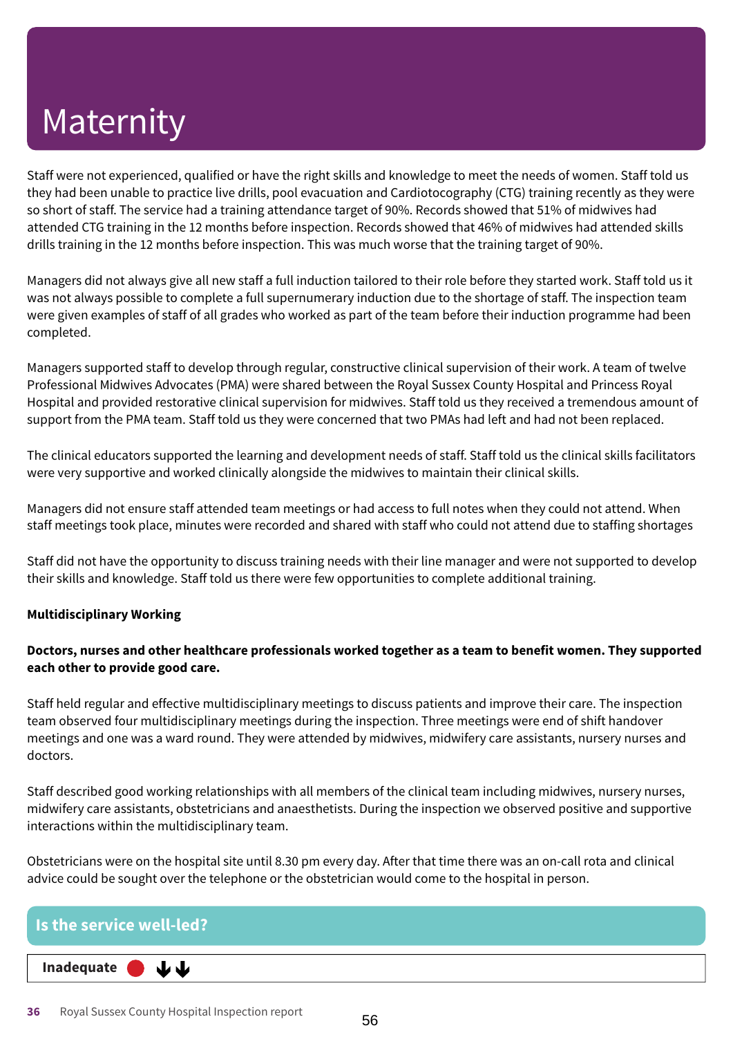# Maternity

Staff were not experienced, qualified or have the right skills and knowledge to meet the needs of women. Staff told us they had been unable to practice live drills, pool evacuation and Cardiotocography (CTG) training recently as they were so short of staff. The service had a training attendance target of 90%. Records showed that 51% of midwives had attended CTG training in the 12 months before inspection. Records showed that 46% of midwives had attended skills drills training in the 12 months before inspection. This was much worse that the training target of 90%.

Managers did not always give all new staff a full induction tailored to their role before they started work. Staff told us it was not always possible to complete a full supernumerary induction due to the shortage of staff. The inspection team were given examples of staff of all grades who worked as part of the team before their induction programme had been completed.

Managers supported staff to develop through regular, constructive clinical supervision of their work. A team of twelve Professional Midwives Advocates (PMA) were shared between the Royal Sussex County Hospital and Princess Royal Hospital and provided restorative clinical supervision for midwives. Staff told us they received a tremendous amount of support from the PMA team. Staff told us they were concerned that two PMAs had left and had not been replaced.

The clinical educators supported the learning and development needs of staff. Staff told us the clinical skills facilitators were very supportive and worked clinically alongside the midwives to maintain their clinical skills.

Managers did not ensure staff attended team meetings or had access to full notes when they could not attend. When staff meetings took place, minutes were recorded and shared with staff who could not attend due to staffing shortages

Staff did not have the opportunity to discuss training needs with their line manager and were not supported to develop their skills and knowledge. Staff told us there were few opportunities to complete additional training.

**Multidisciplinary Working**

**Doctors, nurses and other healthcare professionals worked together as a team to benefit women. They supported each other to provide good care.**

Staff held regular and effective multidisciplinary meetings to discuss patients and improve their care. The inspection team observed four multidisciplinary meetings during the inspection. Three meetings were end of shift handover meetings and one was a ward round. They were attended by midwives, midwifery care assistants, nursery nurses and doctors.

Staff described good working relationships with all members of the clinical team including midwives, nursery nurses, midwifery care assistants, obstetricians and anaesthetists. During the inspection we observed positive and supportive interactions within the multidisciplinary team.

Obstetricians were on the hospital site until 8.30 pm every day. After that time there was an on-call rota and clinical advice could be sought over the telephone or the obstetrician would come to the hospital in person.

## Is the service well-led?

**Inadequate** ⬇⬇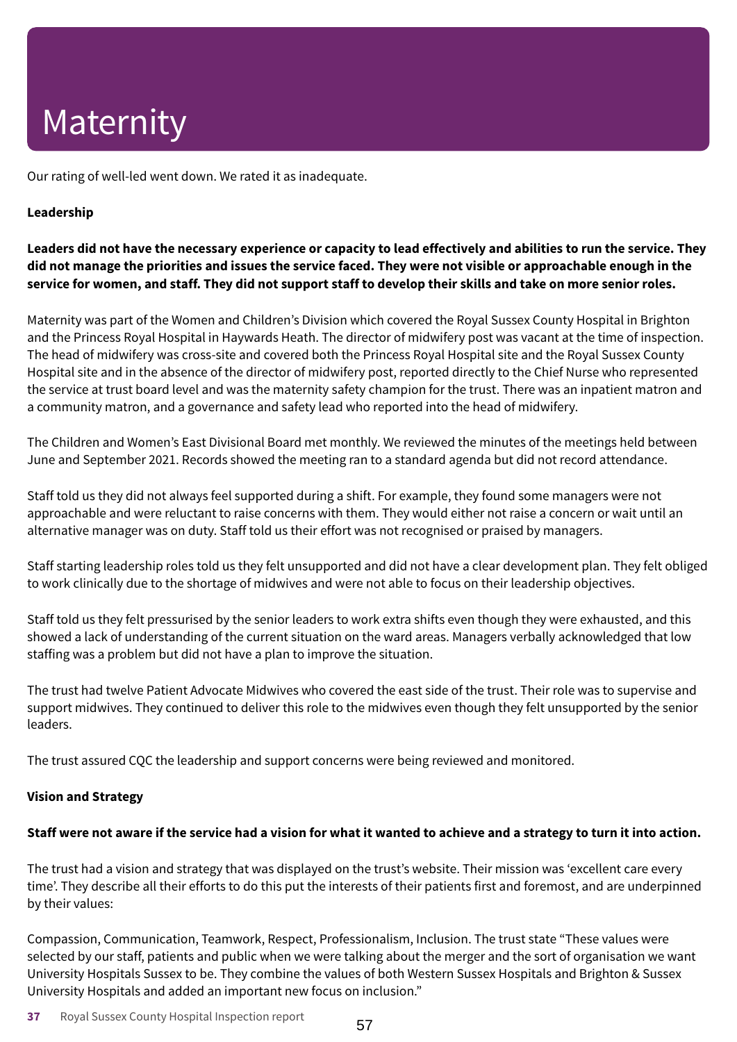# Maternity

Our rating of well-led went down. We rated it as inadequate.

**Leadership**

**Leaders did not have the necessary experience or capacity to lead effectively and abilities to run the service. They did not manage the priorities and issues the service faced. They were not visible or approachable enough in the service for women, and staff. They did not support staff to develop their skills and take on more senior roles.**

Maternity was part of the Women and Children's Division which covered the Royal Sussex County Hospital in Brighton and the Princess Royal Hospital in Haywards Heath. The director of midwifery post was vacant at the time of inspection. The head of midwifery was cross-site and covered both the Princess Royal Hospital site and the Royal Sussex County Hospital site and in the absence of the director of midwifery post, reported directly to the Chief Nurse who represented the service at trust board level and was the maternity safety champion for the trust. There was an inpatient matron and a community matron, and a governance and safety lead who reported into the head of midwifery.

The Children and Women's East Divisional Board met monthly. We reviewed the minutes of the meetings held between June and September 2021. Records showed the meeting ran to a standard agenda but did not record attendance.

Staff told us they did not always feel supported during a shift. For example, they found some managers were not approachable and were reluctant to raise concerns with them. They would either not raise a concern or wait until an alternative manager was on duty. Staff told us their effort was not recognised or praised by managers.

Staff starting leadership roles told us they felt unsupported and did not have a clear development plan. They felt obliged to work clinically due to the shortage of midwives and were not able to focus on their leadership objectives.

Staff told us they felt pressurised by the senior leaders to work extra shifts even though they were exhausted, and this showed a lack of understanding of the current situation on the ward areas. Managers verbally acknowledged that low staffing was a problem but did not have a plan to improve the situation.

The trust had twelve Patient Advocate Midwives who covered the east side of the trust. Their role was to supervise and support midwives. They continued to deliver this role to the midwives even though they felt unsupported by the senior leaders.

The trust assured CQC the leadership and support concerns were being reviewed and monitored.

**Vision and Strategy**

**Staff were not aware if the service had a vision for what it wanted to achieve and a strategy to turn it into action.**

The trust had a vision and strategy that was displayed on the trust's website. Their mission was 'excellent care every time'. They describe all their efforts to do this put the interests of their patients first and foremost, and are underpinned by their values:

Compassion, Communication, Teamwork, Respect, Professionalism, Inclusion. The trust state "These values were selected by our staff, patients and public when we were talking about the merger and the sort of organisation we want University Hospitals Sussex to be. They combine the values of both Western Sussex Hospitals and Brighton & Sussex University Hospitals and added an important new focus on inclusion."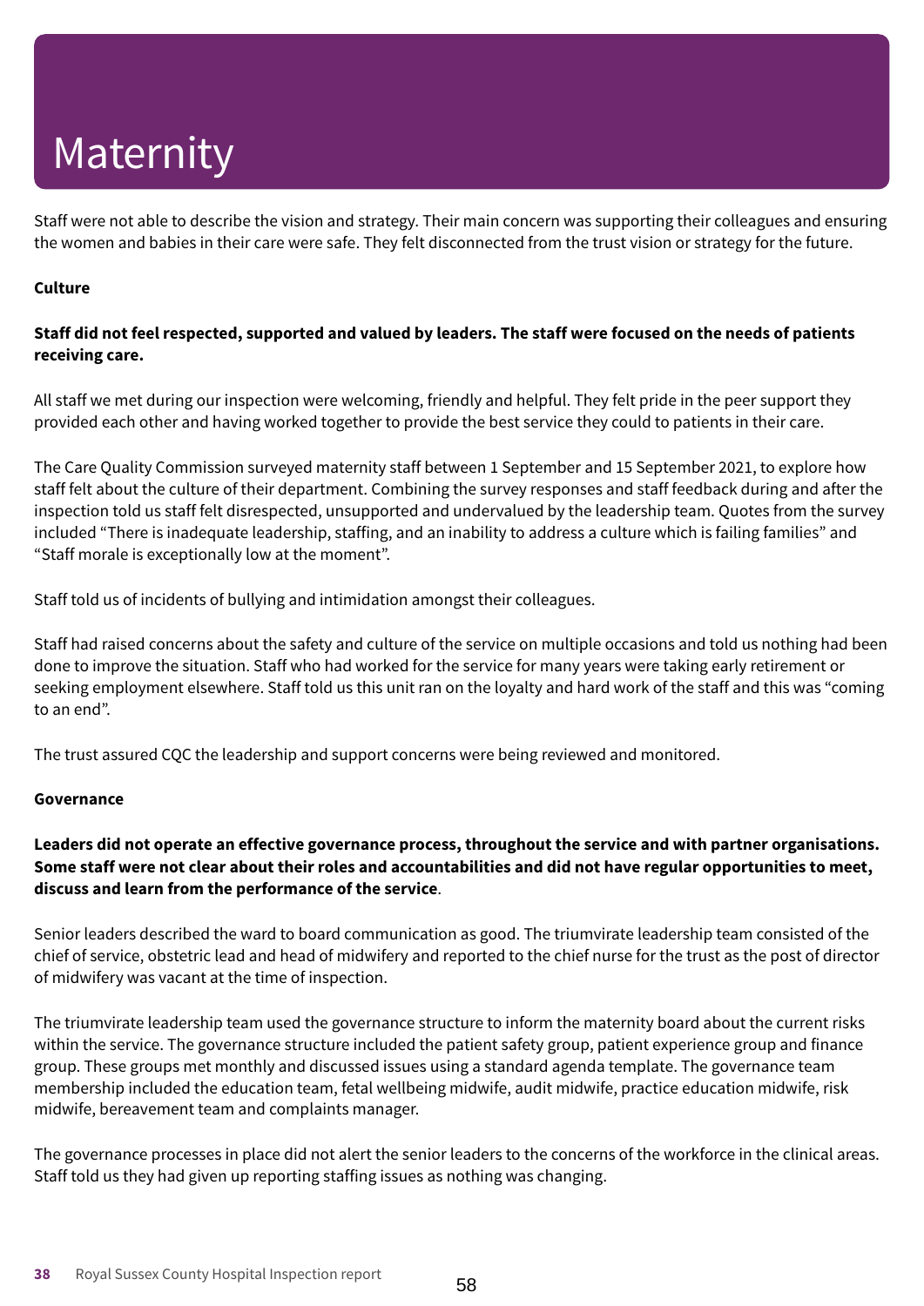# Maternity

Staff were not able to describe the vision and strategy. Their main concern was supporting their colleagues and ensuring the women and babies in their care were safe. They felt disconnected from the trust vision or strategy for the future.

**Culture**

**Staff did not feel respected, supported and valued by leaders. The staff were focused on the needs of patients receiving care.**

All staff we met during our inspection were welcoming, friendly and helpful. They felt pride in the peer support they provided each other and having worked together to provide the best service they could to patients in their care.

The Care Quality Commission surveyed maternity staff between 1 September and 15 September 2021, to explore how staff felt about the culture of their department. Combining the survey responses and staff feedback during and after the inspection told us staff felt disrespected, unsupported and undervalued by the leadership team. Quotes from the survey included "There is inadequate leadership, staffing, and an inability to address a culture which is failing families" and "Staff morale is exceptionally low at the moment".

Staff told us of incidents of bullying and intimidation amongst their colleagues.

Staff had raised concerns about the safety and culture of the service on multiple occasions and told us nothing had been done to improve the situation. Staff who had worked for the service for many years were taking early retirement or seeking employment elsewhere. Staff told us this unit ran on the loyalty and hard work of the staff and this was "coming to an end".

The trust assured CQC the leadership and support concerns were being reviewed and monitored.

**Governance**

**Leaders did not operate an effective governance process, throughout the service and with partner organisations. Some staff were not clear about their roles and accountabilities and did not have regular opportunities to meet, discuss and learn from the performance of the service**.

Senior leaders described the ward to board communication as good. The triumvirate leadership team consisted of the chief of service, obstetric lead and head of midwifery and reported to the chief nurse for the trust as the post of director of midwifery was vacant at the time of inspection.

The triumvirate leadership team used the governance structure to inform the maternity board about the current risks within the service. The governance structure included the patient safety group, patient experience group and finance group. These groups met monthly and discussed issues using a standard agenda template. The governance team membership included the education team, fetal wellbeing midwife, audit midwife, practice education midwife, risk midwife, bereavement team and complaints manager.

The governance processes in place did not alert the senior leaders to the concerns of the workforce in the clinical areas. Staff told us they had given up reporting staffing issues as nothing was changing.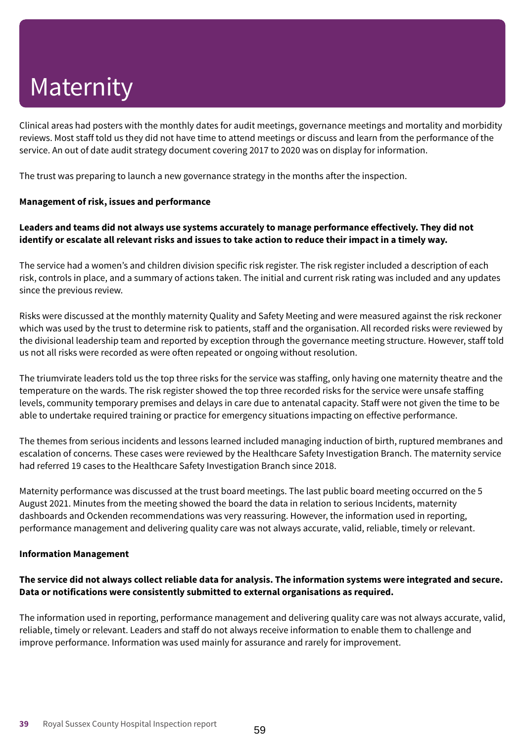# Maternity

Clinical areas had posters with the monthly dates for audit meetings, governance meetings and mortality and morbidity reviews. Most staff told us they did not have time to attend meetings or discuss and learn from the performance of the service. An out of date audit strategy document covering 2017 to 2020 was on display for information.

The trust was preparing to launch a new governance strategy in the months after the inspection.

**Management of risk, issues and performance**

**Leaders and teams did not always use systems accurately to manage performance effectively. They did not identify or escalate all relevant risks and issues to take action to reduce their impact in a timely way.**

The service had a women's and children division specific risk register. The risk register included a description of each risk, controls in place, and a summary of actions taken. The initial and current risk rating was included and any updates since the previous review.

Risks were discussed at the monthly maternity Quality and Safety Meeting and were measured against the risk reckoner which was used by the trust to determine risk to patients, staff and the organisation. All recorded risks were reviewed by the divisional leadership team and reported by exception through the governance meeting structure. However, staff told us not all risks were recorded as were often repeated or ongoing without resolution.

The triumvirate leaders told us the top three risks for the service was staffing, only having one maternity theatre and the temperature on the wards. The risk register showed the top three recorded risks for the service were unsafe staffing levels, community temporary premises and delays in care due to antenatal capacity. Staff were not given the time to be able to undertake required training or practice for emergency situations impacting on effective performance.

The themes from serious incidents and lessons learned included managing induction of birth, ruptured membranes and escalation of concerns. These cases were reviewed by the Healthcare Safety Investigation Branch. The maternity service had referred 19 cases to the Healthcare Safety Investigation Branch since 2018.

Maternity performance was discussed at the trust board meetings. The last public board meeting occurred on the 5 August 2021. Minutes from the meeting showed the board the data in relation to serious Incidents, maternity dashboards and Ockenden recommendations was very reassuring. However, the information used in reporting, performance management and delivering quality care was not always accurate, valid, reliable, timely or relevant.

**Information Management**

**The service did not always collect reliable data for analysis. The information systems were integrated and secure. Data or notifications were consistently submitted to external organisations as required.**

The information used in reporting, performance management and delivering quality care was not always accurate, valid, reliable, timely or relevant. Leaders and staff do not always receive information to enable them to challenge and improve performance. Information was used mainly for assurance and rarely for improvement.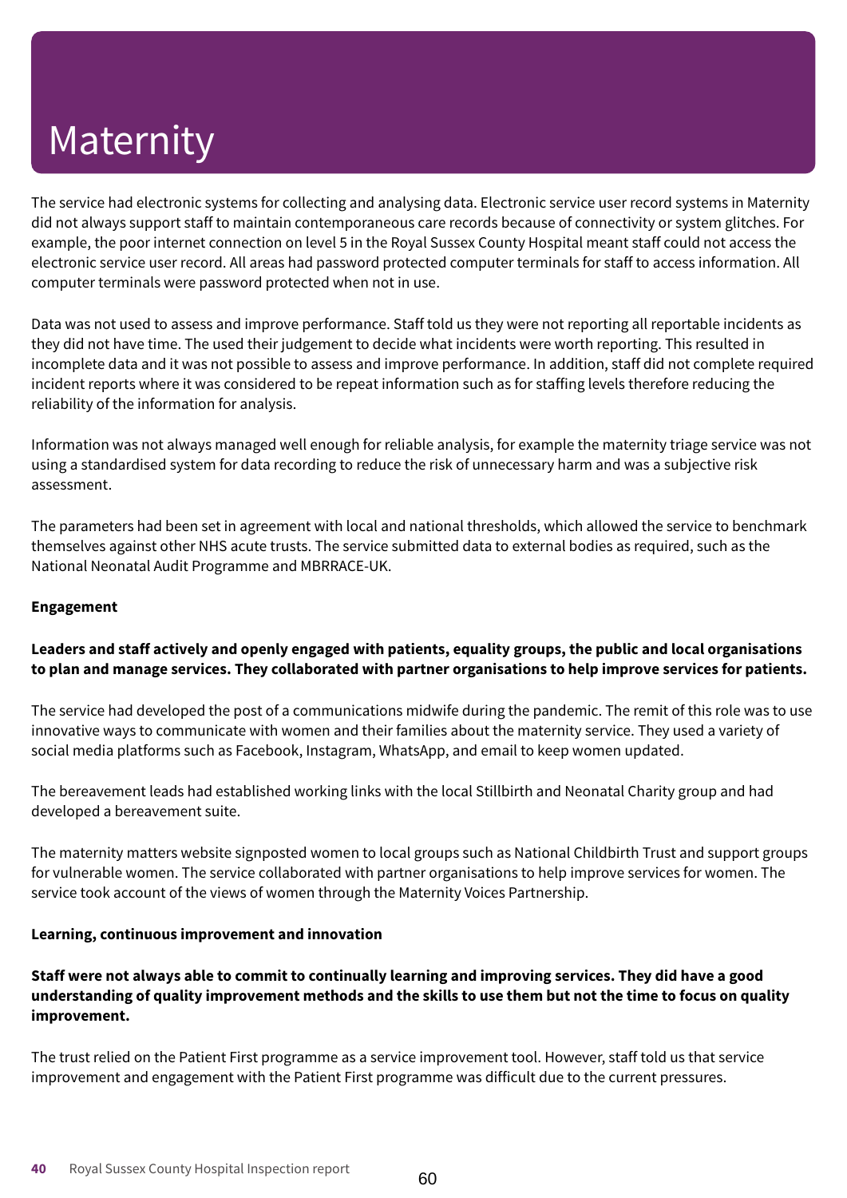# Maternity

The service had electronic systems for collecting and analysing data. Electronic service user record systems in Maternity did not always support staff to maintain contemporaneous care records because of connectivity or system glitches. For example, the poor internet connection on level 5 in the Royal Sussex County Hospital meant staff could not access the electronic service user record. All areas had password protected computer terminals for staff to access information. All computer terminals were password protected when not in use.

Data was not used to assess and improve performance. Staff told us they were not reporting all reportable incidents as they did not have time. The used their judgement to decide what incidents were worth reporting. This resulted in incomplete data and it was not possible to assess and improve performance. In addition, staff did not complete required incident reports where it was considered to be repeat information such as for staffing levels therefore reducing the reliability of the information for analysis.

Information was not always managed well enough for reliable analysis, for example the maternity triage service was not using a standardised system for data recording to reduce the risk of unnecessary harm and was a subjective risk assessment.

The parameters had been set in agreement with local and national thresholds, which allowed the service to benchmark themselves against other NHS acute trusts. The service submitted data to external bodies as required, such as the National Neonatal Audit Programme and MBRRACE-UK.

**Engagement**

**Leaders and staff actively and openly engaged with patients, equality groups, the public and local organisations to plan and manage services. They collaborated with partner organisations to help improve services for patients.**

The service had developed the post of a communications midwife during the pandemic. The remit of this role was to use innovative ways to communicate with women and their families about the maternity service. They used a variety of social media platforms such as Facebook, Instagram, WhatsApp, and email to keep women updated.

The bereavement leads had established working links with the local Stillbirth and Neonatal Charity group and had developed a bereavement suite.

The maternity matters website signposted women to local groups such as National Childbirth Trust and support groups for vulnerable women. The service collaborated with partner organisations to help improve services for women. The service took account of the views of women through the Maternity Voices Partnership.

**Learning, continuous improvement and innovation**

**Staff were not always able to commit to continually learning and improving services. They did have a good understanding of quality improvement methods and the skills to use them but not the time to focus on quality improvement.**

The trust relied on the Patient First programme as a service improvement tool. However, staff told us that service improvement and engagement with the Patient First programme was difficult due to the current pressures.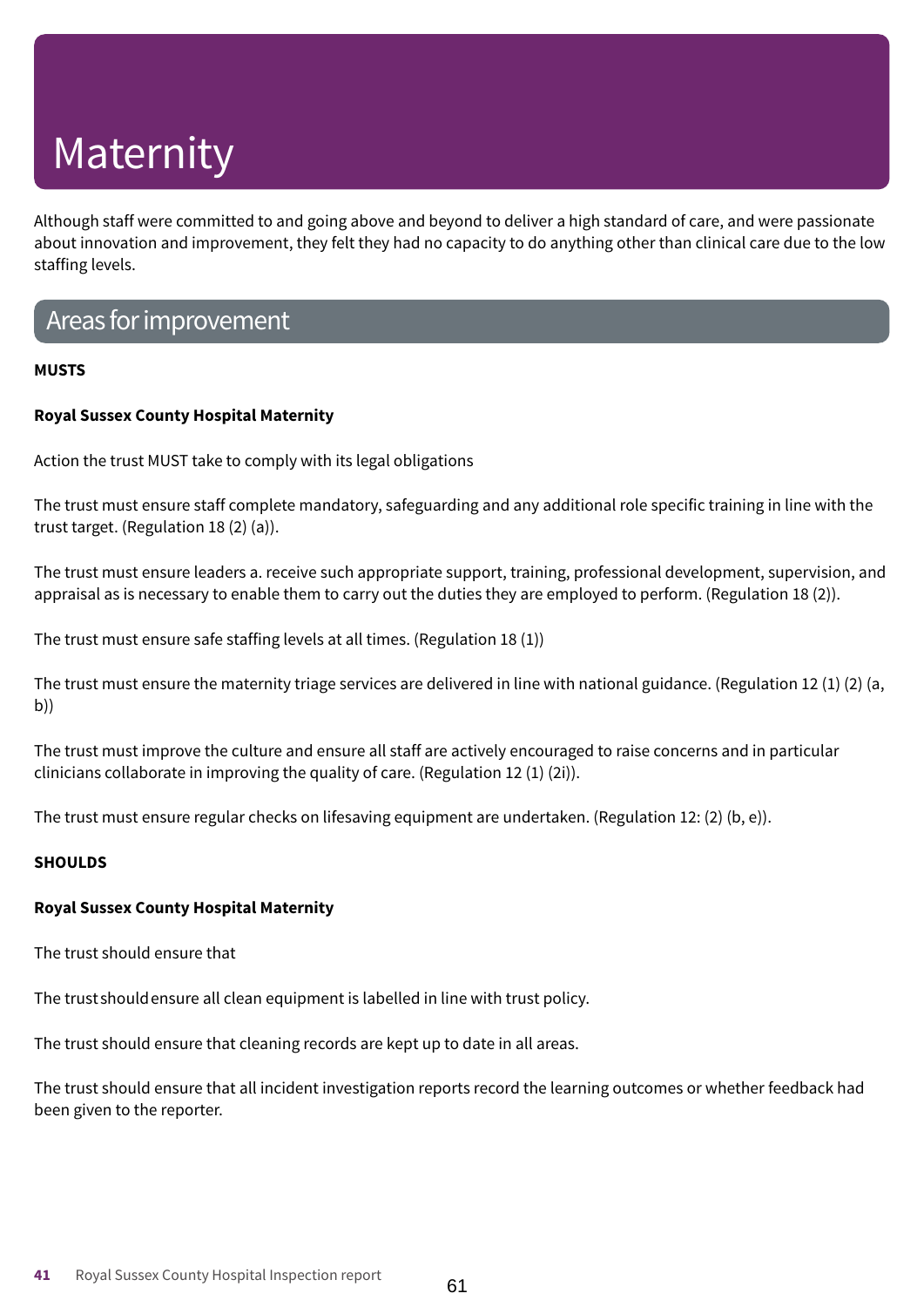# Maternity

Although staff were committed to and going above and beyond to deliver a high standard of care, and were passionate about innovation and improvement, they felt they had no capacity to do anything other than clinical care due to the low staffing levels.

## Areas for improvement

**MUSTS**

**Royal Sussex County Hospital Maternity**

Action the trust MUST take to comply with its legal obligations

The trust must ensure staff complete mandatory, safeguarding and any additional role specific training in line with the trust target. (Regulation 18 (2) (a)).

The trust must ensure leaders a. receive such appropriate support, training, professional development, supervision, and appraisal as is necessary to enable them to carry out the duties they are employed to perform. (Regulation 18 (2)).

The trust must ensure safe staffing levels at all times. (Regulation 18 (1))

The trust must ensure the maternity triage services are delivered in line with national guidance. (Regulation 12 (1) (2) (a, b))

The trust must improve the culture and ensure all staff are actively encouraged to raise concerns and in particular clinicians collaborate in improving the quality of care. (Regulation 12 (1) (2i)).

The trust must ensure regular checks on lifesaving equipment are undertaken. (Regulation 12: (2) (b, e)).

**SHOULDS**

**Royal Sussex County Hospital Maternity**

The trust should ensure that

The trust should ensure all clean equipment is labelled in line with trust policy.

The trust should ensure that cleaning records are kept up to date in all areas.

The trust should ensure that all incident investigation reports record the learning outcomes or whether feedback had been given to the reporter.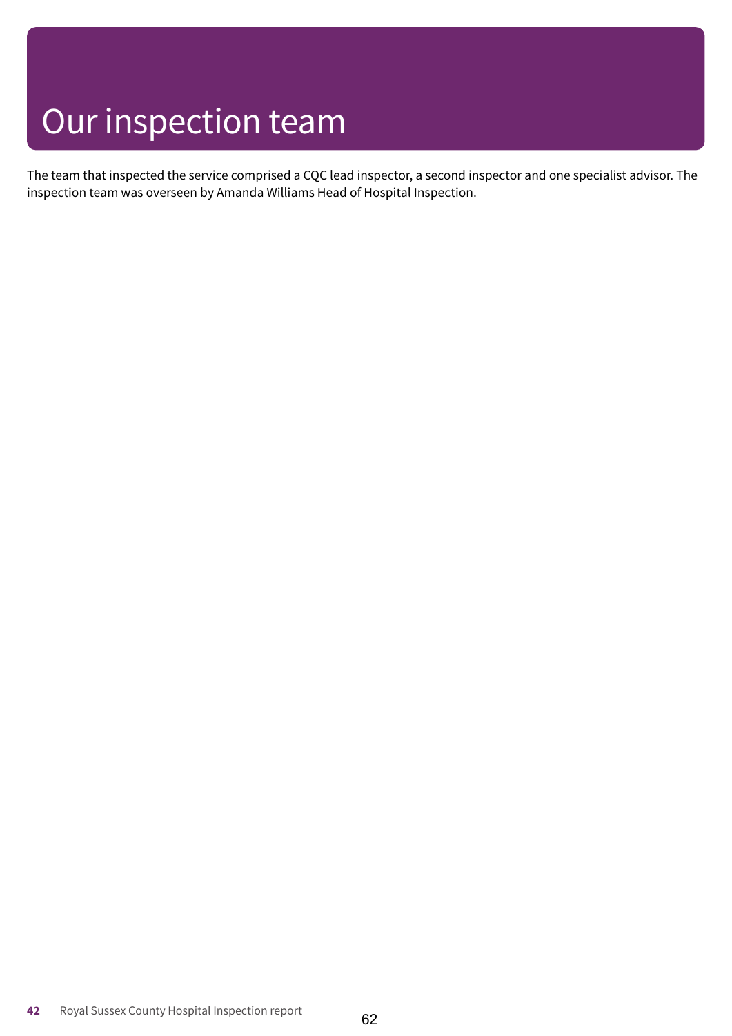# Our inspection team

The team that inspected the service comprised a CQC lead inspector, a second inspector and one specialist advisor. The inspection team was overseen by Amanda Williams Head of Hospital Inspection.